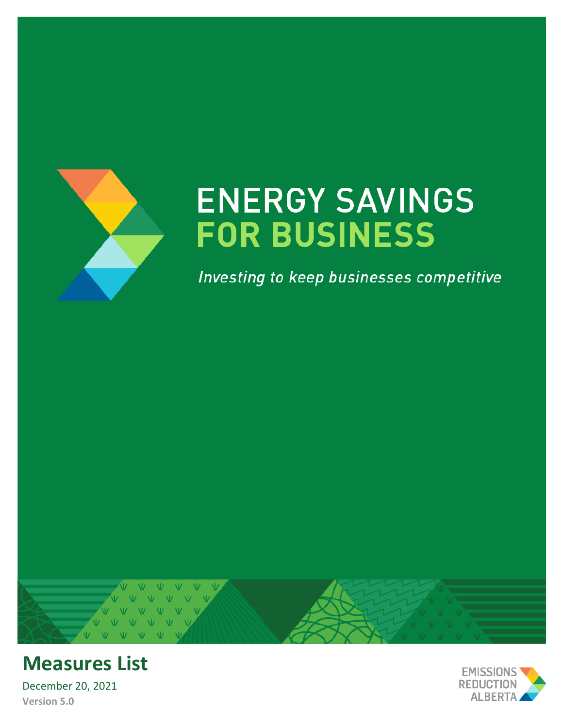# ENERGY SAVINGS FOR BUSINESS

*Investing to keep businesses competitive*

## Measures List

December 20, 2021

**Version 5.0**

EMISSIONS REDUCTION ALBERTA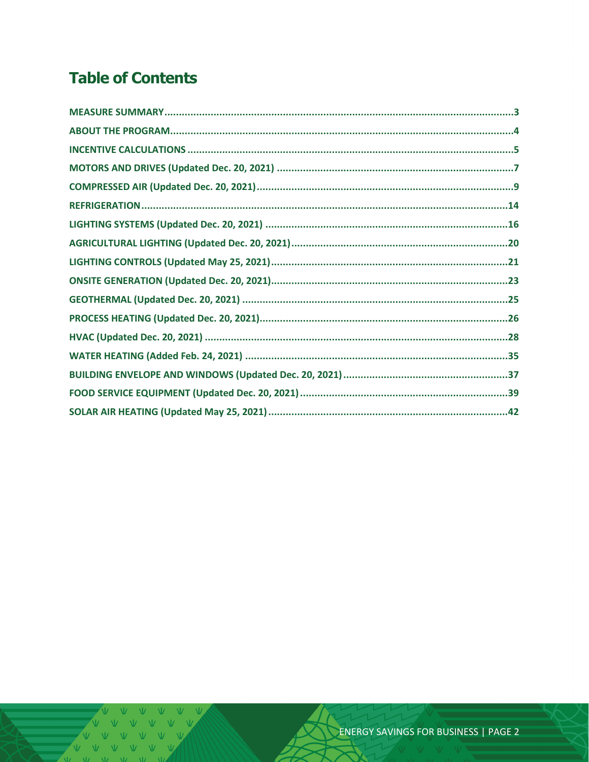# Table of Contents

MEASURE SUMMARY....3
ABOUT THE PROGRAM....4
INCENTIVE CALCULATIONS....5
MOTORS AND DRIVES (Updated Dec. 20, 2021)....7
COMPRESSED AIR (Updated Dec. 20, 2021)....9
REFRIGERATION....14
LIGHTING SYSTEMS (Updated Dec. 20, 2021)....16
AGRICULTURAL LIGHTING (Updated Dec. 20, 2021)....20
LIGHTING CONTROLS (Updated May 25, 2021)....21
ONSITE GENERATION (Updated Dec. 20, 2021)....23
GEOTHERMAL (Updated Dec. 20, 2021)....25
PROCESS HEATING (Updated Dec. 20, 2021)....26
HVAC (Updated Dec. 20, 2021)....28
WATER HEATING (Added Feb. 24, 2021)....35
BUILDING ENVELOPE AND WINDOWS (Updated Dec. 20, 2021)....37
FOOD SERVICE EQUIPMENT (Updated Dec. 20, 2021)....39
SOLAR AIR HEATING (Updated May 25, 2021)....42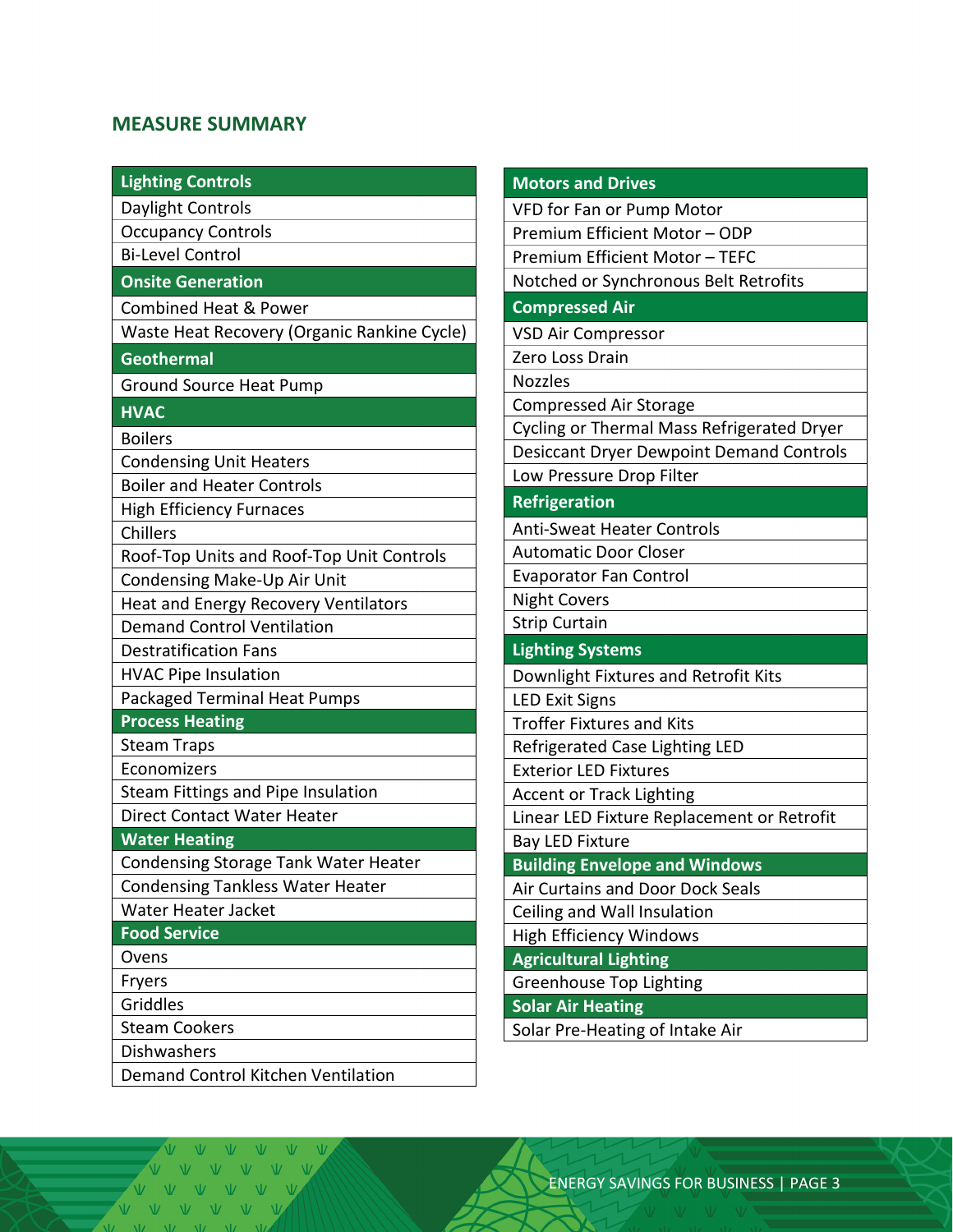## MEASURE SUMMARY

| Lighting Controls |
|---|
| Daylight Controls |
| Occupancy Controls |
| Bi-Level Control |
| **Onsite Generation** |
| Combined Heat & Power |
| Waste Heat Recovery (Organic Rankine Cycle) |
| **Geothermal** |
| Ground Source Heat Pump |
| **HVAC** |
| Boilers |
| Condensing Unit Heaters |
| Boiler and Heater Controls |
| High Efficiency Furnaces |
| Chillers |
| Roof-Top Units and Roof-Top Unit Controls |
| Condensing Make-Up Air Unit |
| Heat and Energy Recovery Ventilators |
| Demand Control Ventilation |
| Destratification Fans |
| HVAC Pipe Insulation |
| Packaged Terminal Heat Pumps |
| **Process Heating** |
| Steam Traps |
| Economizers |
| Steam Fittings and Pipe Insulation |
| Direct Contact Water Heater |
| **Water Heating** |
| Condensing Storage Tank Water Heater |
| Condensing Tankless Water Heater |
| Water Heater Jacket |
| **Food Service** |
| Ovens |
| Fryers |
| Griddles |
| Steam Cookers |
| Dishwashers |
| Demand Control Kitchen Ventilation |

| Motors and Drives |
|---|
| VFD for Fan or Pump Motor |
| Premium Efficient Motor – ODP |
| Premium Efficient Motor – TEFC |
| Notched or Synchronous Belt Retrofits |
| **Compressed Air** |
| VSD Air Compressor |
| Zero Loss Drain |
| Nozzles |
| Compressed Air Storage |
| Cycling or Thermal Mass Refrigerated Dryer |
| Desiccant Dryer Dewpoint Demand Controls |
| Low Pressure Drop Filter |
| **Refrigeration** |
| Anti-Sweat Heater Controls |
| Automatic Door Closer |
| Evaporator Fan Control |
| Night Covers |
| Strip Curtain |
| **Lighting Systems** |
| Downlight Fixtures and Retrofit Kits |
| LED Exit Signs |
| Troffer Fixtures and Kits |
| Refrigerated Case Lighting LED |
| Exterior LED Fixtures |
| Accent or Track Lighting |
| Linear LED Fixture Replacement or Retrofit |
| Bay LED Fixture |
| **Building Envelope and Windows** |
| Air Curtains and Door Dock Seals |
| Ceiling and Wall Insulation |
| High Efficiency Windows |
| **Agricultural Lighting** |
| Greenhouse Top Lighting |
| **Solar Air Heating** |
| Solar Pre-Heating of Intake Air |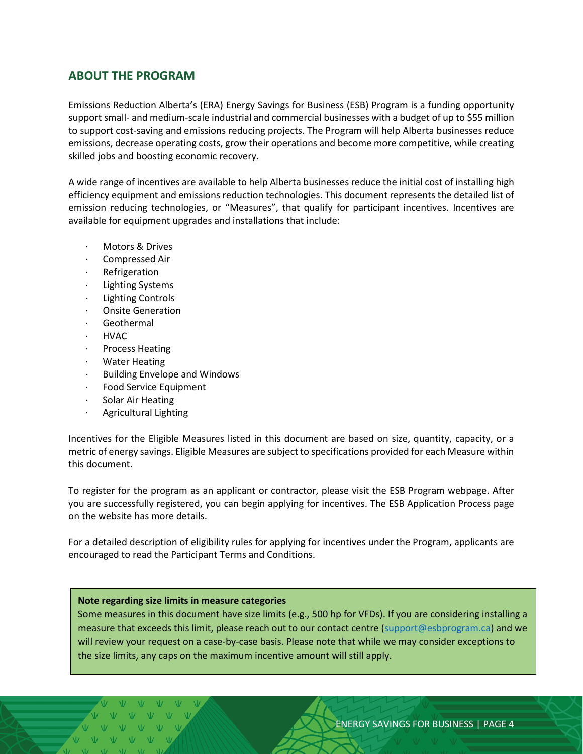## ABOUT THE PROGRAM

Emissions Reduction Alberta's (ERA) Energy Savings for Business (ESB) Program is a funding opportunity support small- and medium-scale industrial and commercial businesses with a budget of up to $55 million to support cost-saving and emissions reducing projects. The Program will help Alberta businesses reduce emissions, decrease operating costs, grow their operations and become more competitive, while creating skilled jobs and boosting economic recovery.

A wide range of incentives are available to help Alberta businesses reduce the initial cost of installing high efficiency equipment and emissions reduction technologies. This document represents the detailed list of emission reducing technologies, or "Measures", that qualify for participant incentives. Incentives are available for equipment upgrades and installations that include:

- Motors & Drives
- Compressed Air
- Refrigeration
- Lighting Systems
- Lighting Controls
- Onsite Generation
- Geothermal
- HVAC
- Process Heating
- Water Heating
- Building Envelope and Windows
- Food Service Equipment
- Solar Air Heating
- Agricultural Lighting

Incentives for the Eligible Measures listed in this document are based on size, quantity, capacity, or a metric of energy savings. Eligible Measures are subject to specifications provided for each Measure within this document.

To register for the program as an applicant or contractor, please visit the ESB Program webpage. After you are successfully registered, you can begin applying for incentives. The ESB Application Process page on the website has more details.

For a detailed description of eligibility rules for applying for incentives under the Program, applicants are encouraged to read the Participant Terms and Conditions.

**Note regarding size limits in measure categories**

Some measures in this document have size limits (e.g., 500 hp for VFDs). If you are considering installing a measure that exceeds this limit, please reach out to our contact centre (support@esbprogram.ca) and we will review your request on a case-by-case basis. Please note that while we may consider exceptions to the size limits, any caps on the maximum incentive amount will still apply.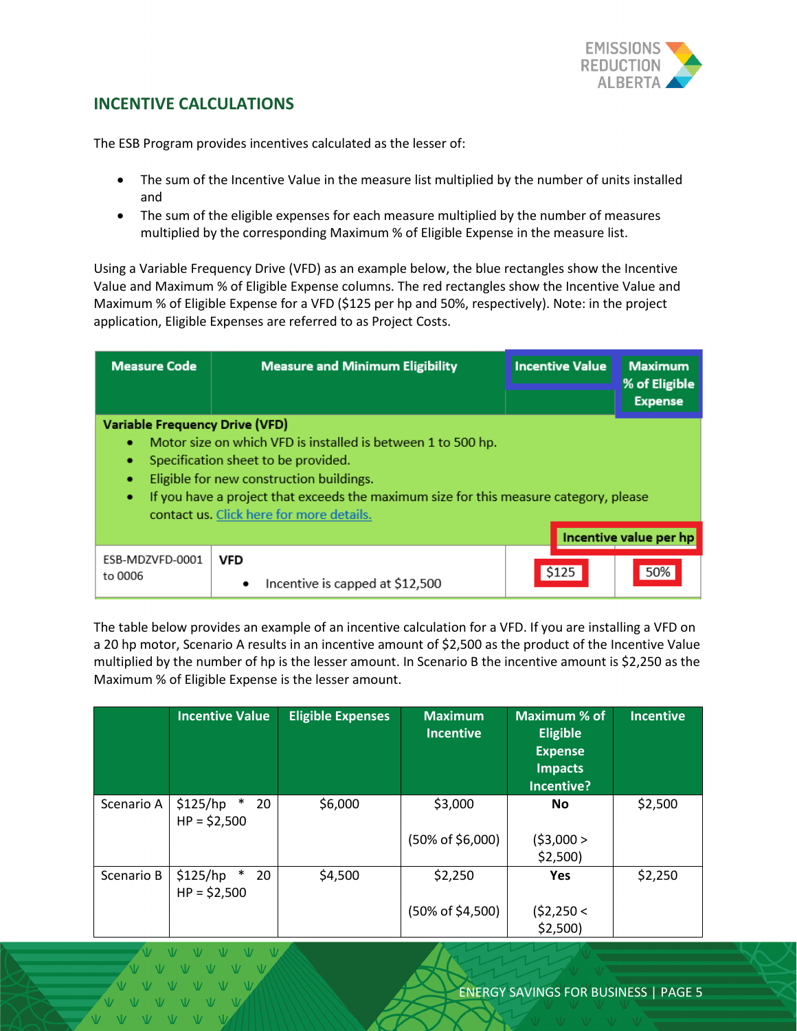## INCENTIVE CALCULATIONS

The ESB Program provides incentives calculated as the lesser of:

- The sum of the Incentive Value in the measure list multiplied by the number of units installed and
- The sum of the eligible expenses for each measure multiplied by the number of measures multiplied by the corresponding Maximum % of Eligible Expense in the measure list.

Using a Variable Frequency Drive (VFD) as an example below, the blue rectangles show the Incentive Value and Maximum % of Eligible Expense columns. The red rectangles show the Incentive Value and Maximum % of Eligible Expense for a VFD ($125 per hp and 50%, respectively). Note: in the project application, Eligible Expenses are referred to as Project Costs.

| Measure Code | Measure and Minimum Eligibility | Incentive Value | Maximum % of Eligible Expense |
|---|---|---|---|
| **Variable Frequency Drive (VFD)**<br>• Motor size on which VFD is installed is between 1 to 500 hp.<br>• Specification sheet to be provided.<br>• Eligible for new construction buildings.<br>• If you have a project that exceeds the maximum size for this measure category, please contact us. Click here for more details. | | | |
| | | **Incentive value per hp** | |
| ESB-MDZVFD-0001 to 0006 | **VFD**<br>• Incentive is capped at $12,500 | $125 | 50% |

The table below provides an example of an incentive calculation for a VFD. If you are installing a VFD on a 20 hp motor, Scenario A results in an incentive amount of $2,500 as the product of the Incentive Value multiplied by the number of hp is the lesser amount. In Scenario B the incentive amount is $2,250 as the Maximum % of Eligible Expense is the lesser amount.

| | Incentive Value | Eligible Expenses | Maximum Incentive | Maximum % of Eligible Expense Impacts Incentive? | Incentive |
|---|---|---|---|---|---|
| Scenario A | $125/hp * 20 HP = $2,500 | $6,000 | $3,000<br><br>(50% of $6,000) | **No**<br><br>($3,000 > $2,500) | $2,500 |
| Scenario B | $125/hp * 20 HP = $2,500 | $4,500 | $2,250<br><br>(50% of $4,500) | **Yes**<br><br>($2,250 < $2,500) | $2,250 |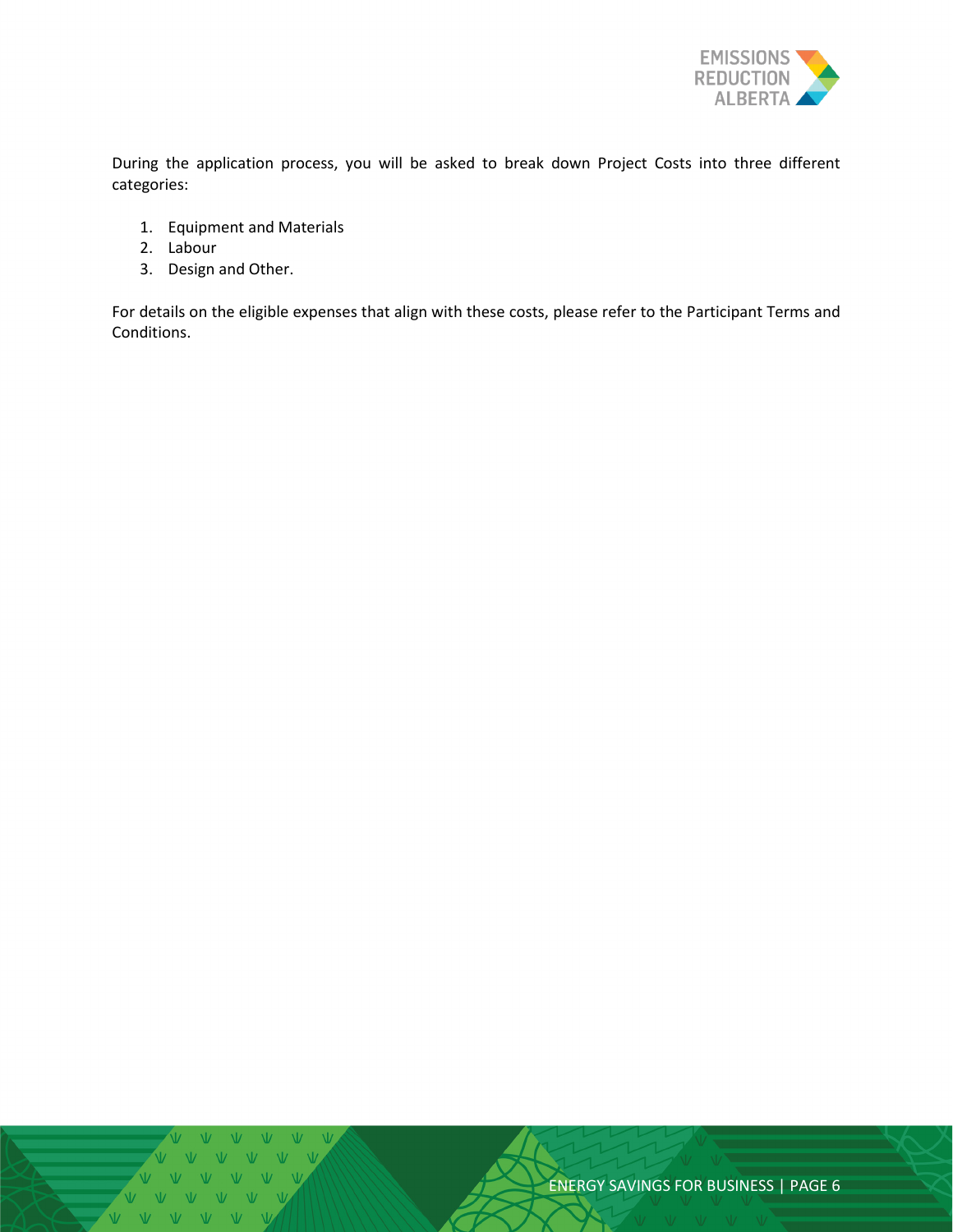During the application process, you will be asked to break down Project Costs into three different categories:

1. Equipment and Materials
2. Labour
3. Design and Other.

For details on the eligible expenses that align with these costs, please refer to the Participant Terms and Conditions.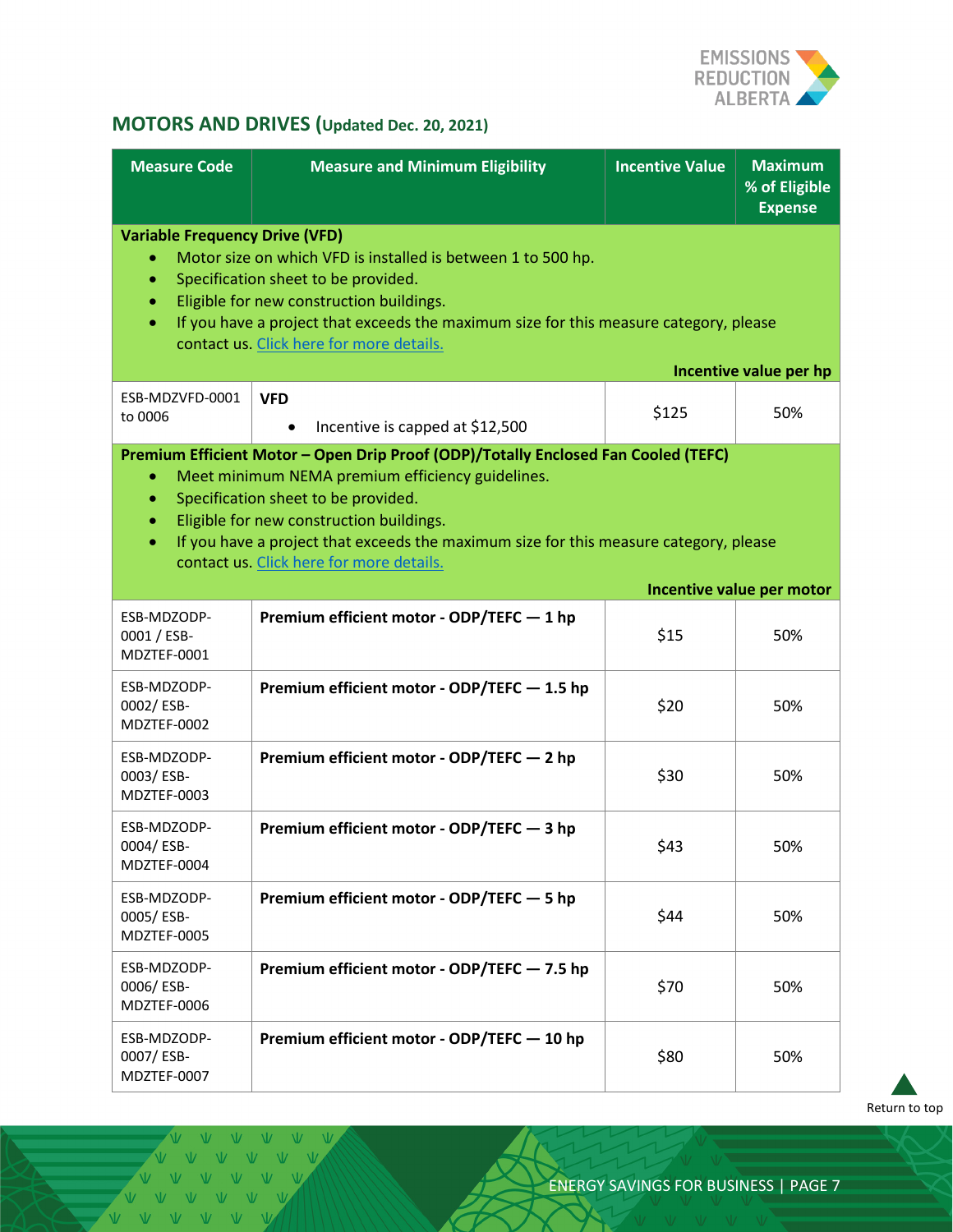## MOTORS AND DRIVES (Updated Dec. 20, 2021)

| Measure Code | Measure and Minimum Eligibility | Incentive Value | Maximum % of Eligible Expense |
|---|---|---|---|
| **Variable Frequency Drive (VFD)**<br>• Motor size on which VFD is installed is between 1 to 500 hp.<br>• Specification sheet to be provided.<br>• Eligible for new construction buildings.<br>• If you have a project that exceeds the maximum size for this measure category, please contact us. Click here for more details. | | **Incentive value per hp** | |
| ESB-MDZVFD-0001 to 0006 | **VFD**<br>• Incentive is capped at $12,500 | $125 | 50% |
| **Premium Efficient Motor – Open Drip Proof (ODP)/Totally Enclosed Fan Cooled (TEFC)**<br>• Meet minimum NEMA premium efficiency guidelines.<br>• Specification sheet to be provided.<br>• Eligible for new construction buildings.<br>• If you have a project that exceeds the maximum size for this measure category, please contact us. Click here for more details. | | **Incentive value per motor** | |
| ESB-MDZODP-0001 / ESB-MDZTEF-0001 | **Premium efficient motor - ODP/TEFC — 1 hp** | $15 | 50% |
| ESB-MDZODP-0002/ ESB-MDZTEF-0002 | **Premium efficient motor - ODP/TEFC — 1.5 hp** | $20 | 50% |
| ESB-MDZODP-0003/ ESB-MDZTEF-0003 | **Premium efficient motor - ODP/TEFC — 2 hp** | $30 | 50% |
| ESB-MDZODP-0004/ ESB-MDZTEF-0004 | **Premium efficient motor - ODP/TEFC — 3 hp** | $43 | 50% |
| ESB-MDZODP-0005/ ESB-MDZTEF-0005 | **Premium efficient motor - ODP/TEFC — 5 hp** | $44 | 50% |
| ESB-MDZODP-0006/ ESB-MDZTEF-0006 | **Premium efficient motor - ODP/TEFC — 7.5 hp** | $70 | 50% |
| ESB-MDZODP-0007/ ESB-MDZTEF-0007 | **Premium efficient motor - ODP/TEFC — 10 hp** | $80 | 50% |

Return to top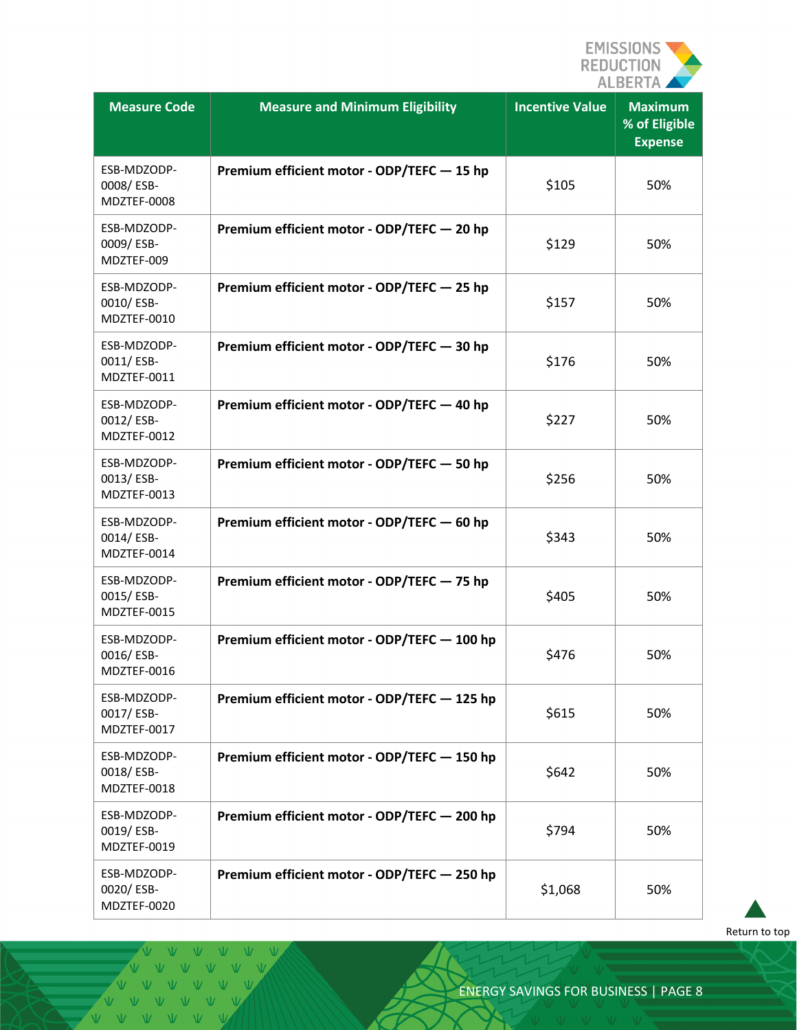| Measure Code | Measure and Minimum Eligibility | Incentive Value | Maximum % of Eligible Expense |
|---|---|---|---|
| ESB-MDZODP-0008/ ESB-MDZTEF-0008 | **Premium efficient motor - ODP/TEFC — 15 hp** | $105 | 50% |
| ESB-MDZODP-0009/ ESB-MDZTEF-009 | **Premium efficient motor - ODP/TEFC — 20 hp** | $129 | 50% |
| ESB-MDZODP-0010/ ESB-MDZTEF-0010 | **Premium efficient motor - ODP/TEFC — 25 hp** | $157 | 50% |
| ESB-MDZODP-0011/ ESB-MDZTEF-0011 | **Premium efficient motor - ODP/TEFC — 30 hp** | $176 | 50% |
| ESB-MDZODP-0012/ ESB-MDZTEF-0012 | **Premium efficient motor - ODP/TEFC — 40 hp** | $227 | 50% |
| ESB-MDZODP-0013/ ESB-MDZTEF-0013 | **Premium efficient motor - ODP/TEFC — 50 hp** | $256 | 50% |
| ESB-MDZODP-0014/ ESB-MDZTEF-0014 | **Premium efficient motor - ODP/TEFC — 60 hp** | $343 | 50% |
| ESB-MDZODP-0015/ ESB-MDZTEF-0015 | **Premium efficient motor - ODP/TEFC — 75 hp** | $405 | 50% |
| ESB-MDZODP-0016/ ESB-MDZTEF-0016 | **Premium efficient motor - ODP/TEFC — 100 hp** | $476 | 50% |
| ESB-MDZODP-0017/ ESB-MDZTEF-0017 | **Premium efficient motor - ODP/TEFC — 125 hp** | $615 | 50% |
| ESB-MDZODP-0018/ ESB-MDZTEF-0018 | **Premium efficient motor - ODP/TEFC — 150 hp** | $642 | 50% |
| ESB-MDZODP-0019/ ESB-MDZTEF-0019 | **Premium efficient motor - ODP/TEFC — 200 hp** | $794 | 50% |
| ESB-MDZODP-0020/ ESB-MDZTEF-0020 | **Premium efficient motor - ODP/TEFC — 250 hp** | $1,068 | 50% |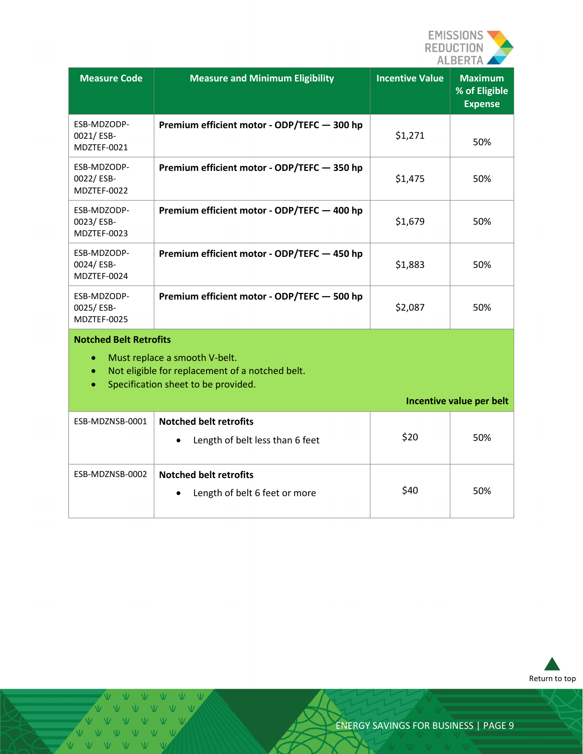| Measure Code | Measure and Minimum Eligibility | Incentive Value | Maximum % of Eligible Expense |
|---|---|---|---|
| ESB-MDZODP-0021/ ESB-MDZTEF-0021 | **Premium efficient motor - ODP/TEFC — 300 hp** | $1,271 | 50% |
| ESB-MDZODP-0022/ ESB-MDZTEF-0022 | **Premium efficient motor - ODP/TEFC — 350 hp** | $1,475 | 50% |
| ESB-MDZODP-0023/ ESB-MDZTEF-0023 | **Premium efficient motor - ODP/TEFC — 400 hp** | $1,679 | 50% |
| ESB-MDZODP-0024/ ESB-MDZTEF-0024 | **Premium efficient motor - ODP/TEFC — 450 hp** | $1,883 | 50% |
| ESB-MDZODP-0025/ ESB-MDZTEF-0025 | **Premium efficient motor - ODP/TEFC — 500 hp** | $2,087 | 50% |
| **Notched Belt Retrofits**<br>• Must replace a smooth V-belt.<br>• Not eligible for replacement of a notched belt.<br>• Specification sheet to be provided. | | **Incentive value per belt** | |
| ESB-MDZNSB-0001 | **Notched belt retrofits**<br>• Length of belt less than 6 feet | $20 | 50% |
| ESB-MDZNSB-0002 | **Notched belt retrofits**<br>• Length of belt 6 feet or more | $40 | 50% |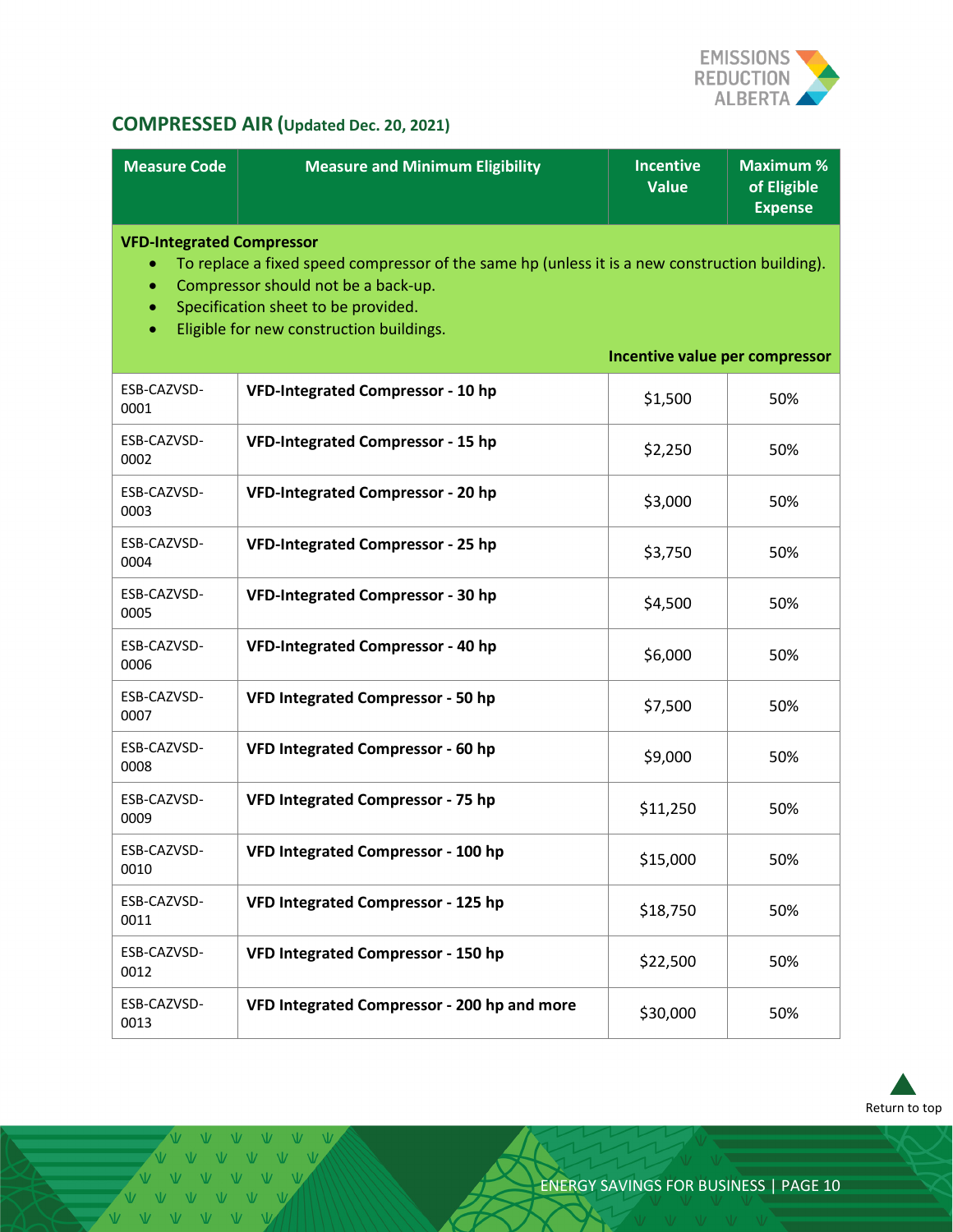## COMPRESSED AIR (Updated Dec. 20, 2021)

| Measure Code | Measure and Minimum Eligibility | Incentive Value | Maximum % of Eligible Expense |
|---|---|---|---|
| **VFD-Integrated Compressor**<br>• To replace a fixed speed compressor of the same hp (unless it is a new construction building).<br>• Compressor should not be a back-up.<br>• Specification sheet to be provided.<br>• Eligible for new construction buildings. | | **Incentive value per compressor** | |
| ESB-CAZVSD-0001 | **VFD-Integrated Compressor - 10 hp** | $1,500 | 50% |
| ESB-CAZVSD-0002 | **VFD-Integrated Compressor - 15 hp** | $2,250 | 50% |
| ESB-CAZVSD-0003 | **VFD-Integrated Compressor - 20 hp** | $3,000 | 50% |
| ESB-CAZVSD-0004 | **VFD-Integrated Compressor - 25 hp** | $3,750 | 50% |
| ESB-CAZVSD-0005 | **VFD-Integrated Compressor - 30 hp** | $4,500 | 50% |
| ESB-CAZVSD-0006 | **VFD-Integrated Compressor - 40 hp** | $6,000 | 50% |
| ESB-CAZVSD-0007 | **VFD Integrated Compressor - 50 hp** | $7,500 | 50% |
| ESB-CAZVSD-0008 | **VFD Integrated Compressor - 60 hp** | $9,000 | 50% |
| ESB-CAZVSD-0009 | **VFD Integrated Compressor - 75 hp** | $11,250 | 50% |
| ESB-CAZVSD-0010 | **VFD Integrated Compressor - 100 hp** | $15,000 | 50% |
| ESB-CAZVSD-0011 | **VFD Integrated Compressor - 125 hp** | $18,750 | 50% |
| ESB-CAZVSD-0012 | **VFD Integrated Compressor - 150 hp** | $22,500 | 50% |
| ESB-CAZVSD-0013 | **VFD Integrated Compressor - 200 hp and more** | $30,000 | 50% |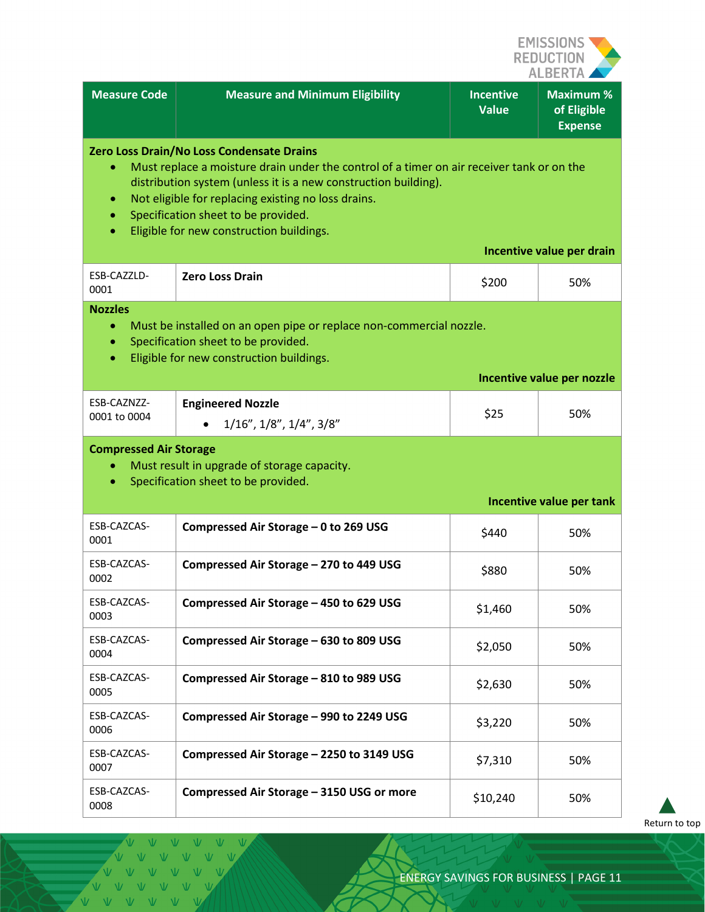| Measure Code | Measure and Minimum Eligibility | Incentive Value | Maximum % of Eligible Expense |
|---|---|---|---|
| **Zero Loss Drain/No Loss Condensate Drains**<br>• Must replace a moisture drain under the control of a timer on air receiver tank or on the distribution system (unless it is a new construction building).<br>• Not eligible for replacing existing no loss drains.<br>• Specification sheet to be provided.<br>• Eligible for new construction buildings.<br>**Incentive value per drain** | | | |
| ESB-CAZZLD-0001 | **Zero Loss Drain** | $200 | 50% |
| **Nozzles**<br>• Must be installed on an open pipe or replace non-commercial nozzle.<br>• Specification sheet to be provided.<br>• Eligible for new construction buildings.<br>**Incentive value per nozzle** | | | |
| ESB-CAZNZZ-0001 to 0004 | **Engineered Nozzle**<br>• 1/16", 1/8", 1/4", 3/8" | $25 | 50% |
| **Compressed Air Storage**<br>• Must result in upgrade of storage capacity.<br>• Specification sheet to be provided.<br>**Incentive value per tank** | | | |
| ESB-CAZCAS-0001 | **Compressed Air Storage – 0 to 269 USG** | $440 | 50% |
| ESB-CAZCAS-0002 | **Compressed Air Storage – 270 to 449 USG** | $880 | 50% |
| ESB-CAZCAS-0003 | **Compressed Air Storage – 450 to 629 USG** | $1,460 | 50% |
| ESB-CAZCAS-0004 | **Compressed Air Storage – 630 to 809 USG** | $2,050 | 50% |
| ESB-CAZCAS-0005 | **Compressed Air Storage – 810 to 989 USG** | $2,630 | 50% |
| ESB-CAZCAS-0006 | **Compressed Air Storage – 990 to 2249 USG** | $3,220 | 50% |
| ESB-CAZCAS-0007 | **Compressed Air Storage – 2250 to 3149 USG** | $7,310 | 50% |
| ESB-CAZCAS-0008 | **Compressed Air Storage – 3150 USG or more** | $10,240 | 50% |

Return to top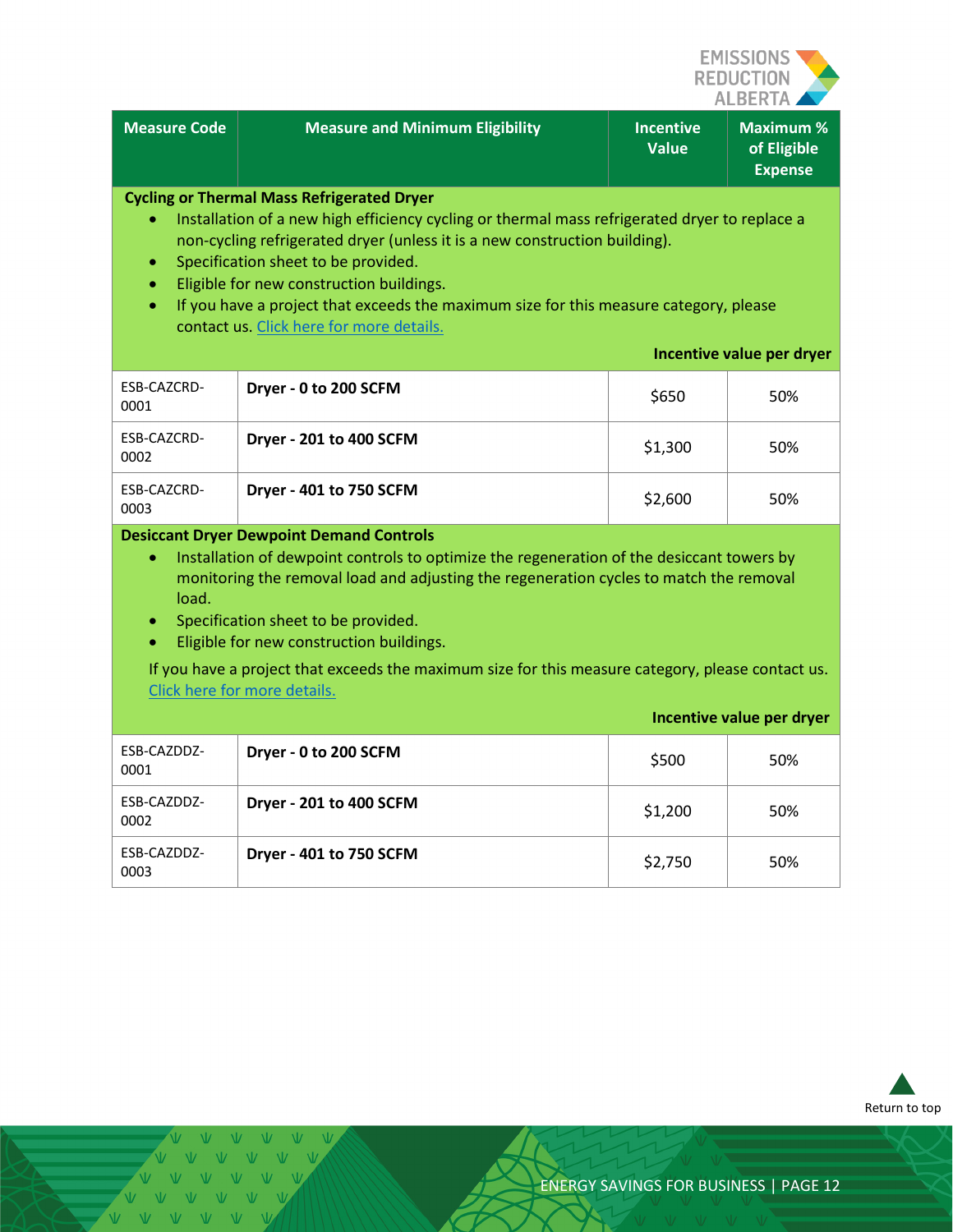| Measure Code | Measure and Minimum Eligibility | Incentive Value | Maximum % of Eligible Expense |
|---|---|---|---|
| **Cycling or Thermal Mass Refrigerated Dryer**<br>• Installation of a new high efficiency cycling or thermal mass refrigerated dryer to replace a non-cycling refrigerated dryer (unless it is a new construction building).<br>• Specification sheet to be provided.<br>• Eligible for new construction buildings.<br>• If you have a project that exceeds the maximum size for this measure category, please contact us. [Click here for more details.] | | | |
| | | **Incentive value per dryer** | |
| ESB-CAZCRD-0001 | **Dryer - 0 to 200 SCFM** | $650 | 50% |
| ESB-CAZCRD-0002 | **Dryer - 201 to 400 SCFM** | $1,300 | 50% |
| ESB-CAZCRD-0003 | **Dryer - 401 to 750 SCFM** | $2,600 | 50% |
| **Desiccant Dryer Dewpoint Demand Controls**<br>• Installation of dewpoint controls to optimize the regeneration of the desiccant towers by monitoring the removal load and adjusting the regeneration cycles to match the removal load.<br>• Specification sheet to be provided.<br>• Eligible for new construction buildings.<br>If you have a project that exceeds the maximum size for this measure category, please contact us. [Click here for more details.] | | | |
| | | **Incentive value per dryer** | |
| ESB-CAZDDZ-0001 | **Dryer - 0 to 200 SCFM** | $500 | 50% |
| ESB-CAZDDZ-0002 | **Dryer - 201 to 400 SCFM** | $1,200 | 50% |
| ESB-CAZDDZ-0003 | **Dryer - 401 to 750 SCFM** | $2,750 | 50% |

Return to top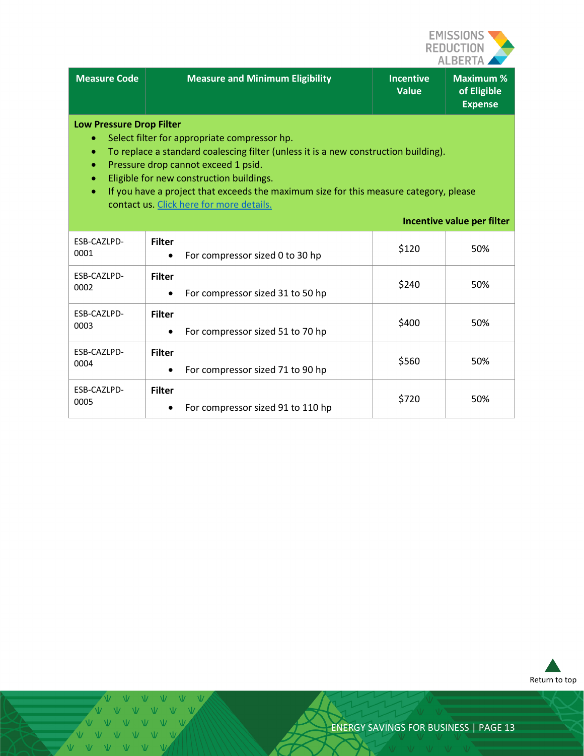| Measure Code | Measure and Minimum Eligibility | Incentive Value | Maximum % of Eligible Expense |
|---|---|---|---|
| **Low Pressure Drop Filter**<br>• Select filter for appropriate compressor hp.<br>• To replace a standard coalescing filter (unless it is a new construction building).<br>• Pressure drop cannot exceed 1 psid.<br>• Eligible for new construction buildings.<br>• If you have a project that exceeds the maximum size for this measure category, please contact us. Click here for more details. | | **Incentive value per filter** | |
| ESB-CAZLPD-0001 | **Filter**<br>• For compressor sized 0 to 30 hp | $120 | 50% |
| ESB-CAZLPD-0002 | **Filter**<br>• For compressor sized 31 to 50 hp | $240 | 50% |
| ESB-CAZLPD-0003 | **Filter**<br>• For compressor sized 51 to 70 hp | $400 | 50% |
| ESB-CAZLPD-0004 | **Filter**<br>• For compressor sized 71 to 90 hp | $560 | 50% |
| ESB-CAZLPD-0005 | **Filter**<br>• For compressor sized 91 to 110 hp | $720 | 50% |

Return to top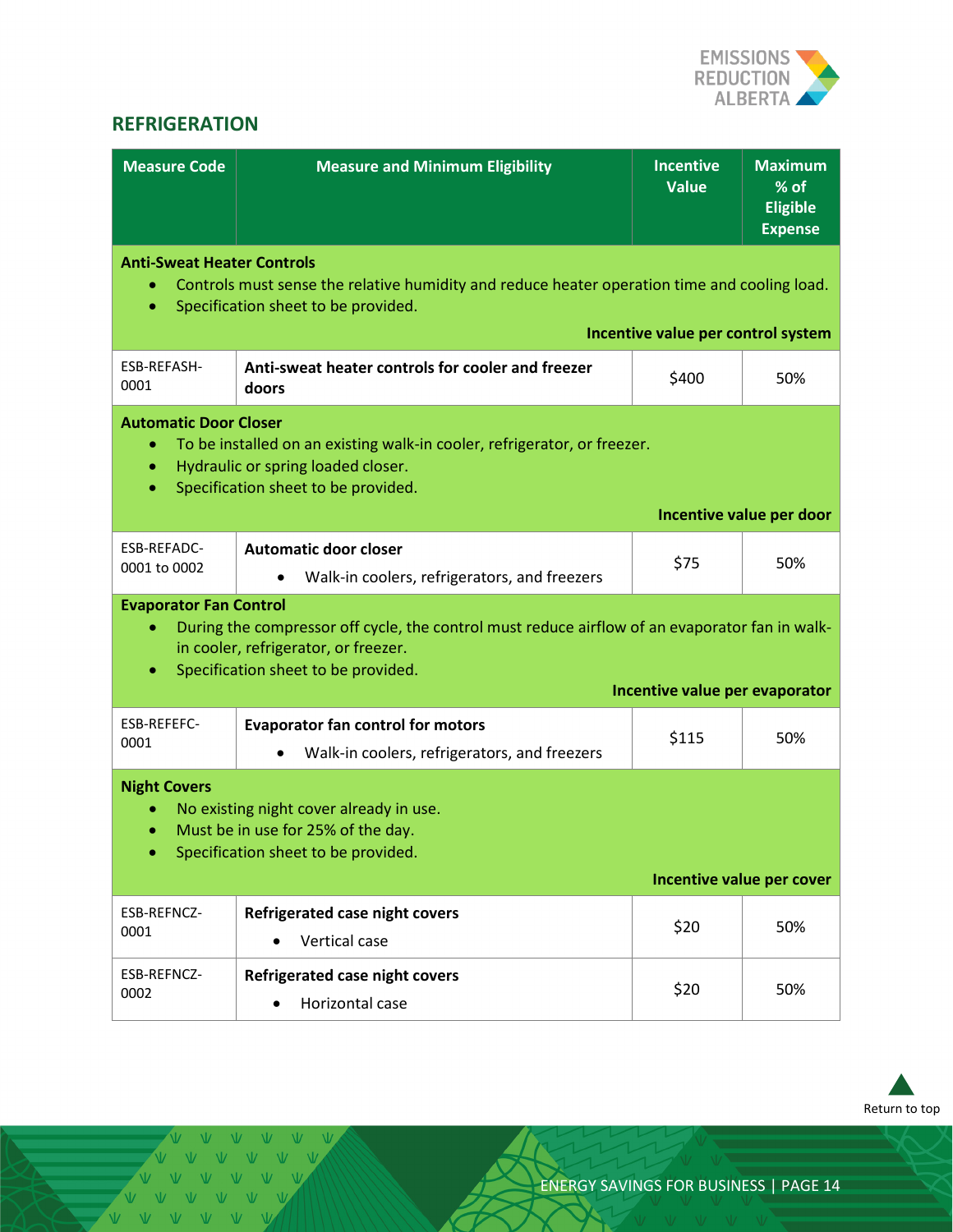## REFRIGERATION

| Measure Code | Measure and Minimum Eligibility | Incentive Value | Maximum % of Eligible Expense |
|---|---|---|---|
| **Anti-Sweat Heater Controls**<br>• Controls must sense the relative humidity and reduce heater operation time and cooling load.<br>• Specification sheet to be provided.<br>**Incentive value per control system** | | | |
| ESB-REFASH-0001 | **Anti-sweat heater controls for cooler and freezer doors** | $400 | 50% |
| **Automatic Door Closer**<br>• To be installed on an existing walk-in cooler, refrigerator, or freezer.<br>• Hydraulic or spring loaded closer.<br>• Specification sheet to be provided.<br>**Incentive value per door** | | | |
| ESB-REFADC-0001 to 0002 | **Automatic door closer**<br>• Walk-in coolers, refrigerators, and freezers | $75 | 50% |
| **Evaporator Fan Control**<br>• During the compressor off cycle, the control must reduce airflow of an evaporator fan in walk-in cooler, refrigerator, or freezer.<br>• Specification sheet to be provided.<br>**Incentive value per evaporator** | | | |
| ESB-REFEFC-0001 | **Evaporator fan control for motors**<br>• Walk-in coolers, refrigerators, and freezers | $115 | 50% |
| **Night Covers**<br>• No existing night cover already in use.<br>• Must be in use for 25% of the day.<br>• Specification sheet to be provided.<br>**Incentive value per cover** | | | |
| ESB-REFNCZ-0001 | **Refrigerated case night covers**<br>• Vertical case | $20 | 50% |
| ESB-REFNCZ-0002 | **Refrigerated case night covers**<br>• Horizontal case | $20 | 50% |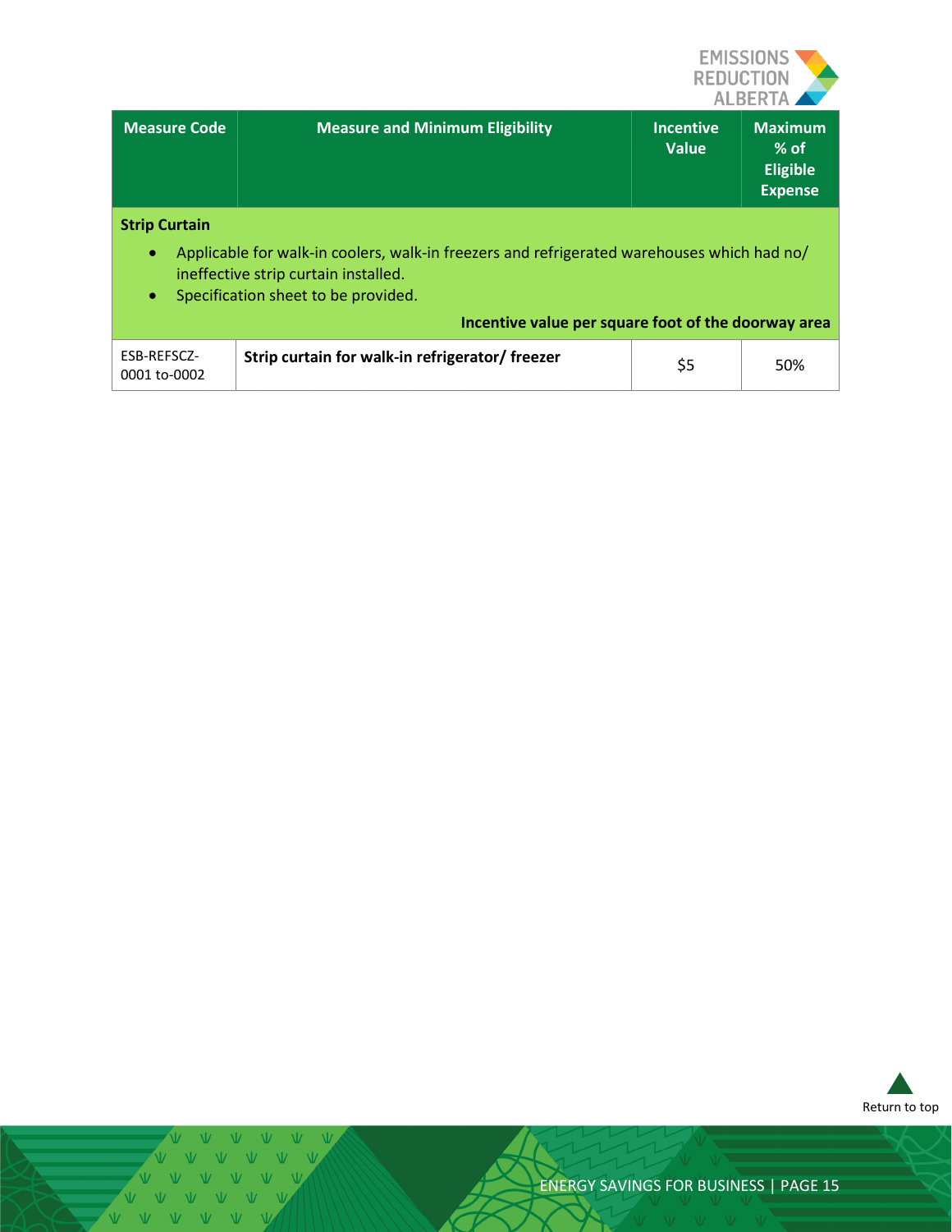| Measure Code | Measure and Minimum Eligibility | Incentive Value | Maximum % of Eligible Expense |
|---|---|---|---|
| **Strip Curtain**<br>• Applicable for walk-in coolers, walk-in freezers and refrigerated warehouses which had no/ ineffective strip curtain installed.<br>• Specification sheet to be provided.<br>**Incentive value per square foot of the doorway area** | | | |
| ESB-REFSCZ-0001 to-0002 | **Strip curtain for walk-in refrigerator/ freezer** | $5 | 50% |

Return to top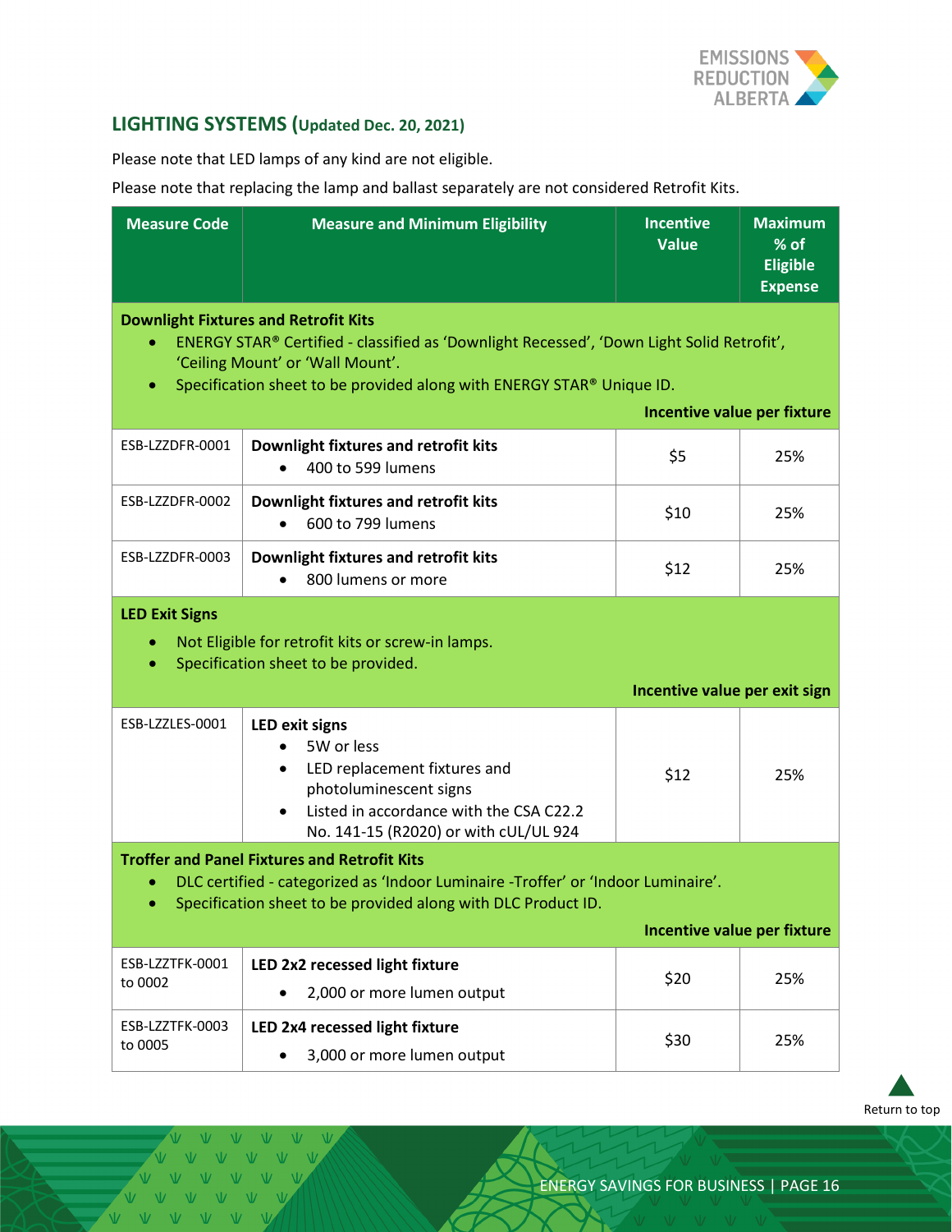## LIGHTING SYSTEMS (Updated Dec. 20, 2021)

Please note that LED lamps of any kind are not eligible.

Please note that replacing the lamp and ballast separately are not considered Retrofit Kits.

| Measure Code | Measure and Minimum Eligibility | Incentive Value | Maximum % of Eligible Expense |
|---|---|---|---|
| **Downlight Fixtures and Retrofit Kits**<br>• ENERGY STAR® Certified - classified as 'Downlight Recessed', 'Down Light Solid Retrofit', 'Ceiling Mount' or 'Wall Mount'.<br>• Specification sheet to be provided along with ENERGY STAR® Unique ID.<br>**Incentive value per fixture** | | | |
| ESB-LZZDFR-0001 | **Downlight fixtures and retrofit kits**<br>• 400 to 599 lumens | $5 | 25% |
| ESB-LZZDFR-0002 | **Downlight fixtures and retrofit kits**<br>• 600 to 799 lumens | $10 | 25% |
| ESB-LZZDFR-0003 | **Downlight fixtures and retrofit kits**<br>• 800 lumens or more | $12 | 25% |
| **LED Exit Signs**<br>• Not Eligible for retrofit kits or screw-in lamps.<br>• Specification sheet to be provided.<br>**Incentive value per exit sign** | | | |
| ESB-LZZLES-0001 | **LED exit signs**<br>• 5W or less<br>• LED replacement fixtures and photoluminescent signs<br>• Listed in accordance with the CSA C22.2 No. 141-15 (R2020) or with cUL/UL 924 | $12 | 25% |
| **Troffer and Panel Fixtures and Retrofit Kits**<br>• DLC certified - categorized as 'Indoor Luminaire -Troffer' or 'Indoor Luminaire'.<br>• Specification sheet to be provided along with DLC Product ID.<br>**Incentive value per fixture** | | | |
| ESB-LZZTFK-0001 to 0002 | **LED 2x2 recessed light fixture**<br>• 2,000 or more lumen output | $20 | 25% |
| ESB-LZZTFK-0003 to 0005 | **LED 2x4 recessed light fixture**<br>• 3,000 or more lumen output | $30 | 25% |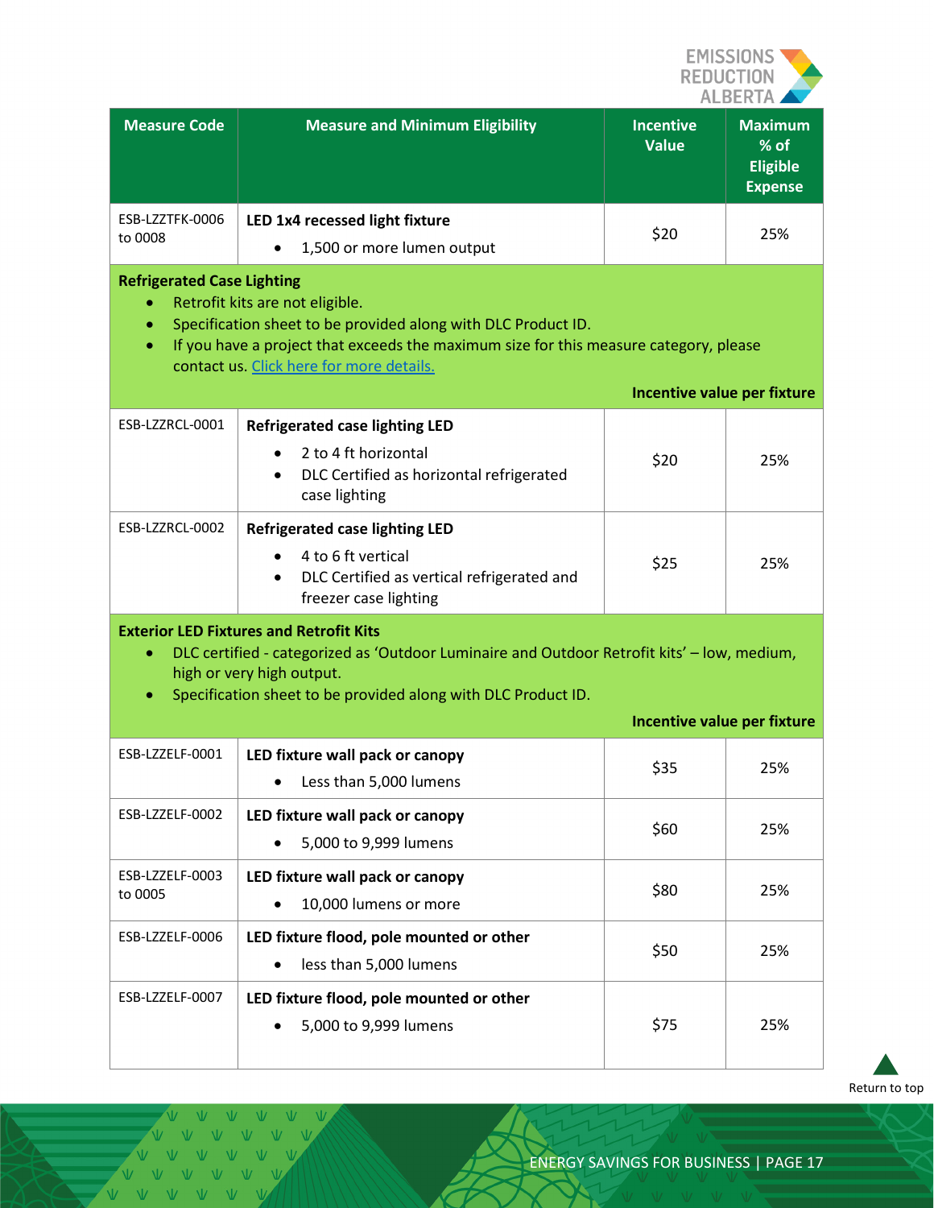| Measure Code | Measure and Minimum Eligibility | Incentive Value | Maximum % of Eligible Expense |
|---|---|---|---|
| ESB-LZZTFK-0006 to 0008 | **LED 1x4 recessed light fixture**<br>• 1,500 or more lumen output | $20 | 25% |
| **Refrigerated Case Lighting**<br>• Retrofit kits are not eligible.<br>• Specification sheet to be provided along with DLC Product ID.<br>• If you have a project that exceeds the maximum size for this measure category, please contact us. Click here for more details.<br>**Incentive value per fixture** | | | |
| ESB-LZZRCL-0001 | **Refrigerated case lighting LED**<br>• 2 to 4 ft horizontal<br>• DLC Certified as horizontal refrigerated case lighting | $20 | 25% |
| ESB-LZZRCL-0002 | **Refrigerated case lighting LED**<br>• 4 to 6 ft vertical<br>• DLC Certified as vertical refrigerated and freezer case lighting | $25 | 25% |
| **Exterior LED Fixtures and Retrofit Kits**<br>• DLC certified - categorized as 'Outdoor Luminaire and Outdoor Retrofit kits' – low, medium, high or very high output.<br>• Specification sheet to be provided along with DLC Product ID.<br>**Incentive value per fixture** | | | |
| ESB-LZZELF-0001 | **LED fixture wall pack or canopy**<br>• Less than 5,000 lumens | $35 | 25% |
| ESB-LZZELF-0002 | **LED fixture wall pack or canopy**<br>• 5,000 to 9,999 lumens | $60 | 25% |
| ESB-LZZELF-0003 to 0005 | **LED fixture wall pack or canopy**<br>• 10,000 lumens or more | $80 | 25% |
| ESB-LZZELF-0006 | **LED fixture flood, pole mounted or other**<br>• less than 5,000 lumens | $50 | 25% |
| ESB-LZZELF-0007 | **LED fixture flood, pole mounted or other**<br>• 5,000 to 9,999 lumens | $75 | 25% |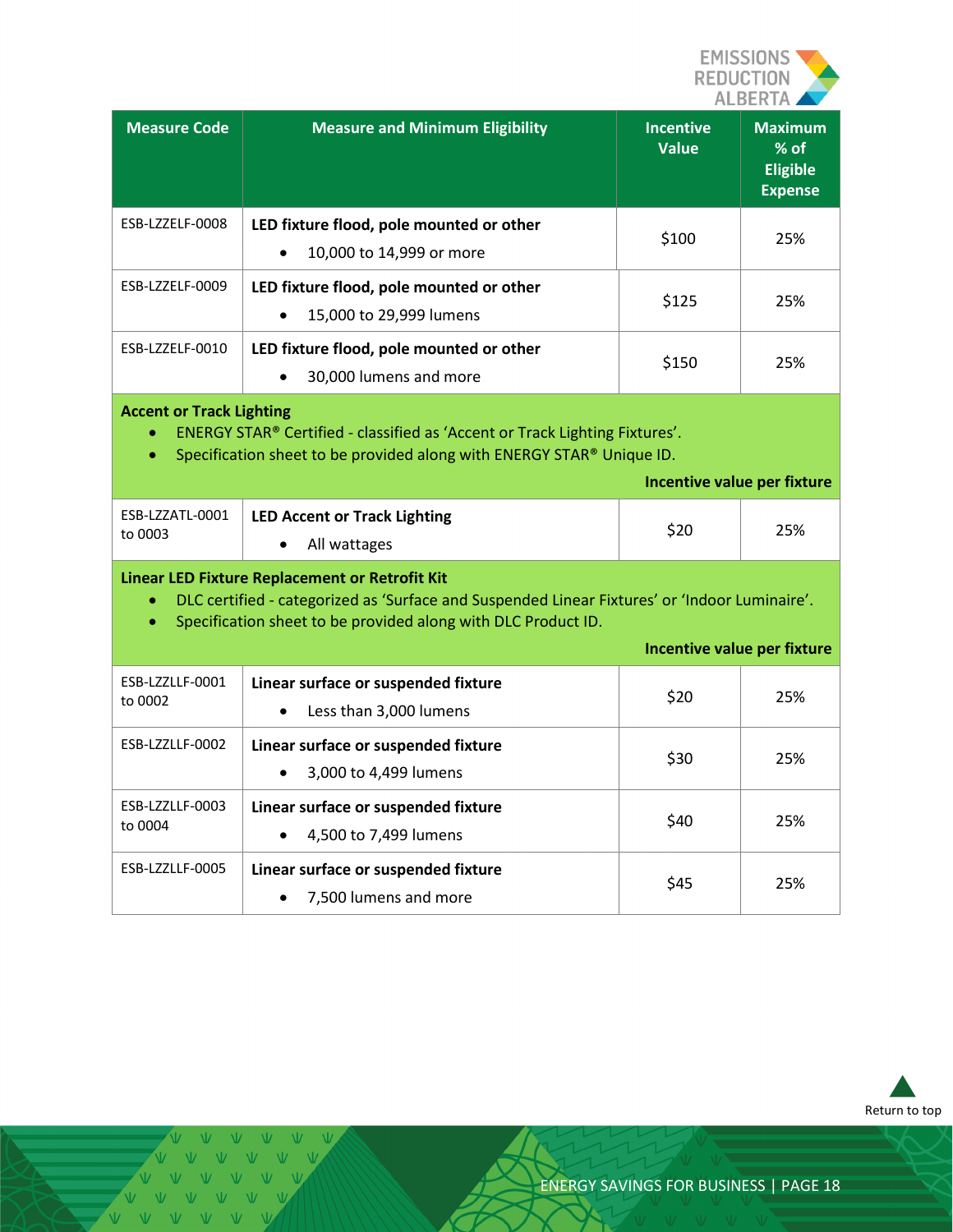| Measure Code | Measure and Minimum Eligibility | Incentive Value | Maximum % of Eligible Expense |
|---|---|---|---|
| ESB-LZZELF-0008 | **LED fixture flood, pole mounted or other**<br>• 10,000 to 14,999 or more | $100 | 25% |
| ESB-LZZELF-0009 | **LED fixture flood, pole mounted or other**<br>• 15,000 to 29,999 lumens | $125 | 25% |
| ESB-LZZELF-0010 | **LED fixture flood, pole mounted or other**<br>• 30,000 lumens and more | $150 | 25% |
| **Accent or Track Lighting**<br>• ENERGY STAR® Certified - classified as 'Accent or Track Lighting Fixtures'.<br>• Specification sheet to be provided along with ENERGY STAR® Unique ID.<br>**Incentive value per fixture** | | | |
| ESB-LZZATL-0001 to 0003 | **LED Accent or Track Lighting**<br>• All wattages | $20 | 25% |
| **Linear LED Fixture Replacement or Retrofit Kit**<br>• DLC certified - categorized as 'Surface and Suspended Linear Fixtures' or 'Indoor Luminaire'.<br>• Specification sheet to be provided along with DLC Product ID.<br>**Incentive value per fixture** | | | |
| ESB-LZZLLF-0001 to 0002 | **Linear surface or suspended fixture**<br>• Less than 3,000 lumens | $20 | 25% |
| ESB-LZZLLF-0002 | **Linear surface or suspended fixture**<br>• 3,000 to 4,499 lumens | $30 | 25% |
| ESB-LZZLLF-0003 to 0004 | **Linear surface or suspended fixture**<br>• 4,500 to 7,499 lumens | $40 | 25% |
| ESB-LZZLLF-0005 | **Linear surface or suspended fixture**<br>• 7,500 lumens and more | $45 | 25% |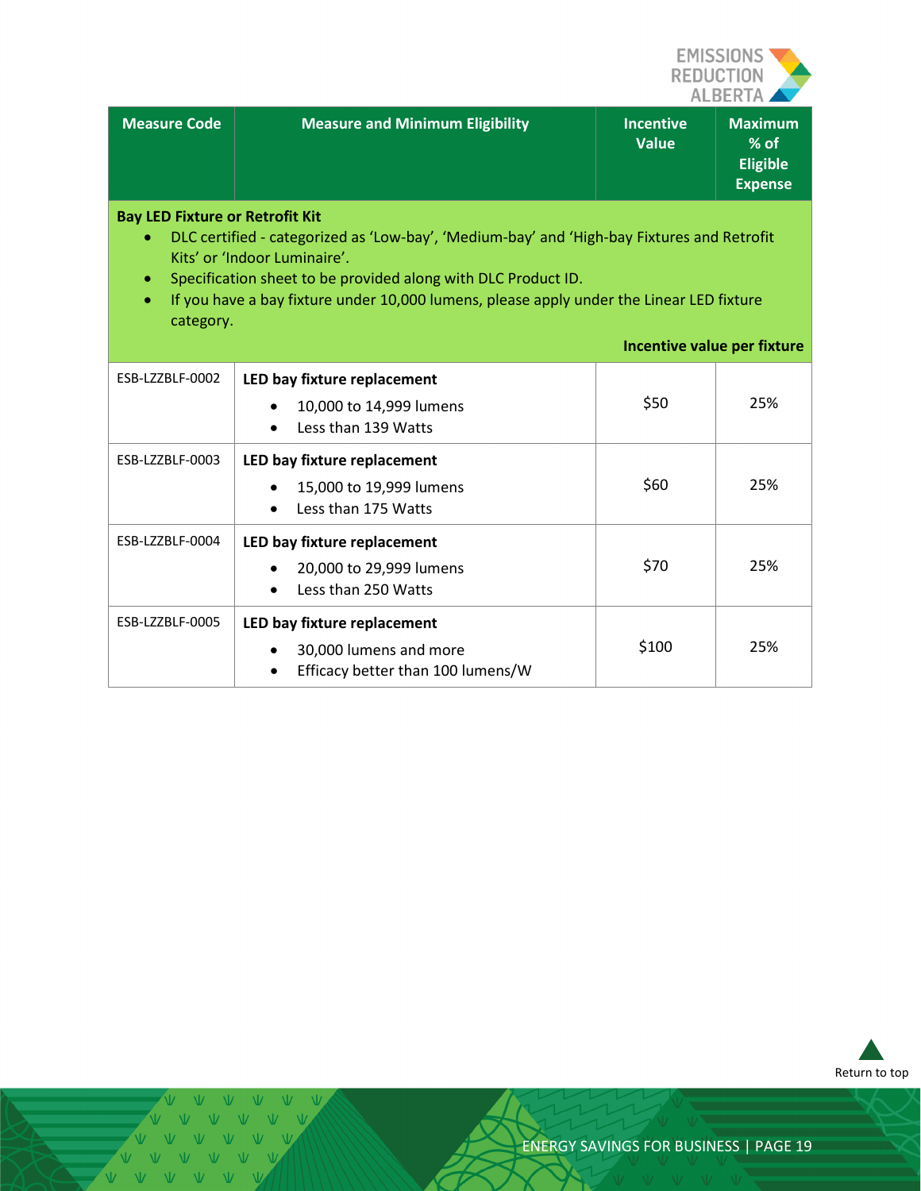| Measure Code | Measure and Minimum Eligibility | Incentive Value | Maximum % of Eligible Expense |
|---|---|---|---|
| **Bay LED Fixture or Retrofit Kit**<br>• DLC certified - categorized as 'Low-bay', 'Medium-bay' and 'High-bay Fixtures and Retrofit Kits' or 'Indoor Luminaire'.<br>• Specification sheet to be provided along with DLC Product ID.<br>• If you have a bay fixture under 10,000 lumens, please apply under the Linear LED fixture category. | | **Incentive value per fixture** | |
| ESB-LZZBLF-0002 | **LED bay fixture replacement**<br>• 10,000 to 14,999 lumens<br>• Less than 139 Watts | $50 | 25% |
| ESB-LZZBLF-0003 | **LED bay fixture replacement**<br>• 15,000 to 19,999 lumens<br>• Less than 175 Watts | $60 | 25% |
| ESB-LZZBLF-0004 | **LED bay fixture replacement**<br>• 20,000 to 29,999 lumens<br>• Less than 250 Watts | $70 | 25% |
| ESB-LZZBLF-0005 | **LED bay fixture replacement**<br>• 30,000 lumens and more<br>• Efficacy better than 100 lumens/W | $100 | 25% |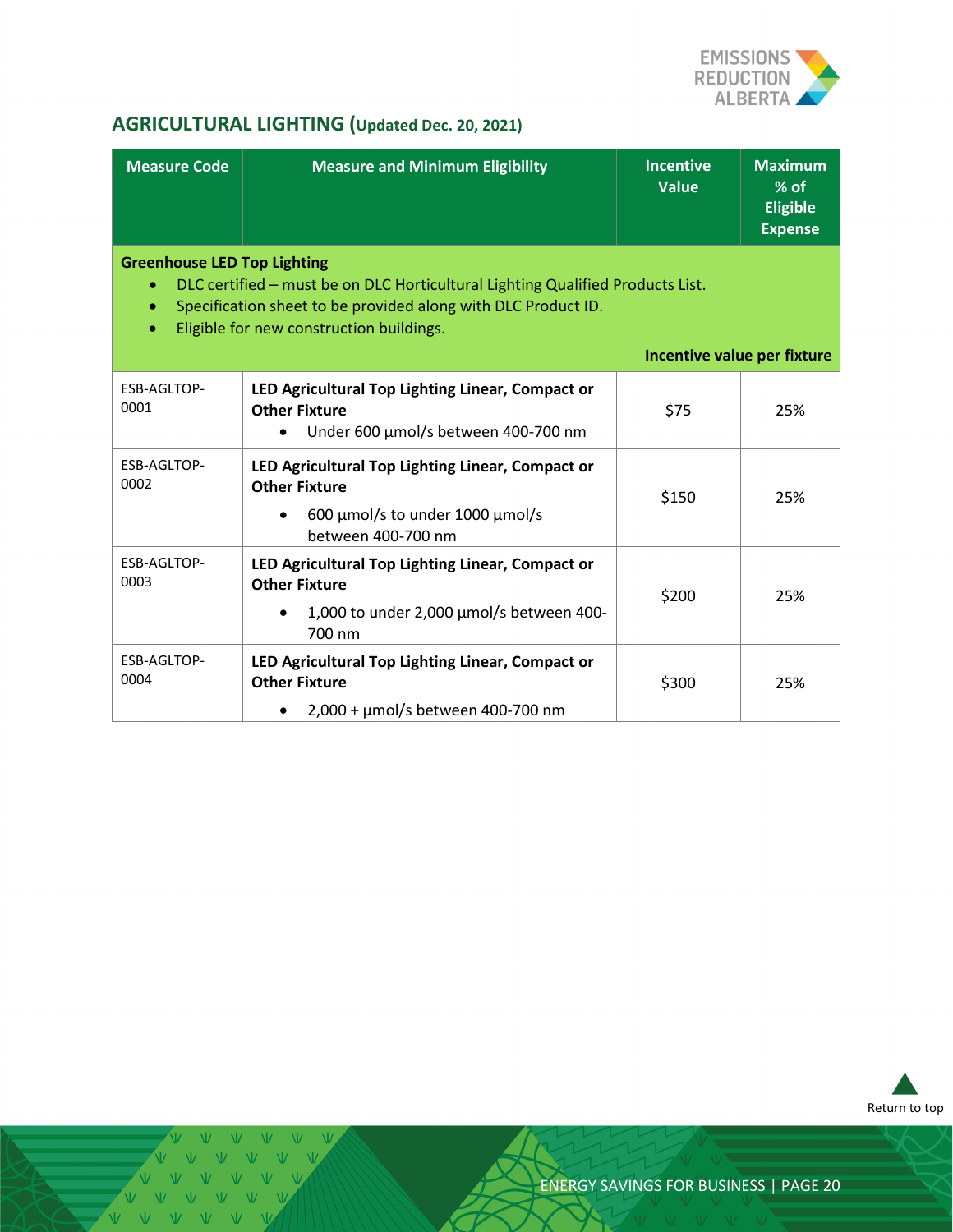## AGRICULTURAL LIGHTING (Updated Dec. 20, 2021)

| Measure Code | Measure and Minimum Eligibility | Incentive Value | Maximum % of Eligible Expense |
|---|---|---|---|
| **Greenhouse LED Top Lighting**<br>• DLC certified – must be on DLC Horticultural Lighting Qualified Products List.<br>• Specification sheet to be provided along with DLC Product ID.<br>• Eligible for new construction buildings. | | **Incentive value per fixture** | |
| ESB-AGLTOP-0001 | **LED Agricultural Top Lighting Linear, Compact or Other Fixture**<br>• Under 600 µmol/s between 400-700 nm | $75 | 25% |
| ESB-AGLTOP-0002 | **LED Agricultural Top Lighting Linear, Compact or Other Fixture**<br>• 600 µmol/s to under 1000 µmol/s between 400-700 nm | $150 | 25% |
| ESB-AGLTOP-0003 | **LED Agricultural Top Lighting Linear, Compact or Other Fixture**<br>• 1,000 to under 2,000 µmol/s between 400-700 nm | $200 | 25% |
| ESB-AGLTOP-0004 | **LED Agricultural Top Lighting Linear, Compact or Other Fixture**<br>• 2,000 + µmol/s between 400-700 nm | $300 | 25% |

Return to top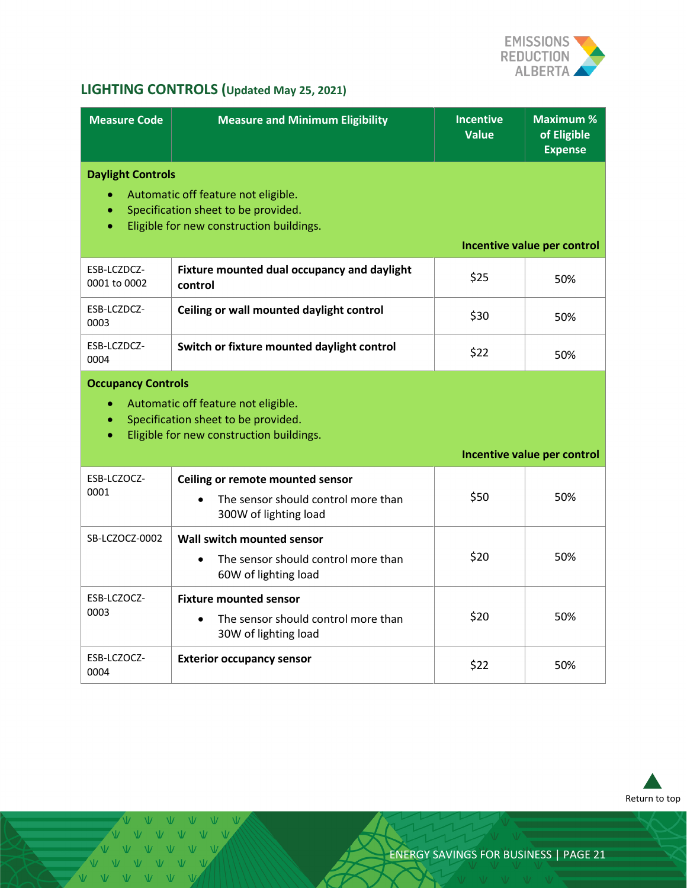## LIGHTING CONTROLS (Updated May 25, 2021)

| Measure Code | Measure and Minimum Eligibility | Incentive Value | Maximum % of Eligible Expense |
|---|---|---|---|
| **Daylight Controls**<br>• Automatic off feature not eligible.<br>• Specification sheet to be provided.<br>• Eligible for new construction buildings. | | **Incentive value per control** | |
| ESB-LCZDCZ-0001 to 0002 | **Fixture mounted dual occupancy and daylight control** | $25 | 50% |
| ESB-LCZDCZ-0003 | **Ceiling or wall mounted daylight control** | $30 | 50% |
| ESB-LCZDCZ-0004 | **Switch or fixture mounted daylight control** | $22 | 50% |
| **Occupancy Controls**<br>• Automatic off feature not eligible.<br>• Specification sheet to be provided.<br>• Eligible for new construction buildings. | | **Incentive value per control** | |
| ESB-LCZOCZ-0001 | **Ceiling or remote mounted sensor**<br>• The sensor should control more than 300W of lighting load | $50 | 50% |
| SB-LCZOCZ-0002 | **Wall switch mounted sensor**<br>• The sensor should control more than 60W of lighting load | $20 | 50% |
| ESB-LCZOCZ-0003 | **Fixture mounted sensor**<br>• The sensor should control more than 30W of lighting load | $20 | 50% |
| ESB-LCZOCZ-0004 | **Exterior occupancy sensor** | $22 | 50% |

Return to top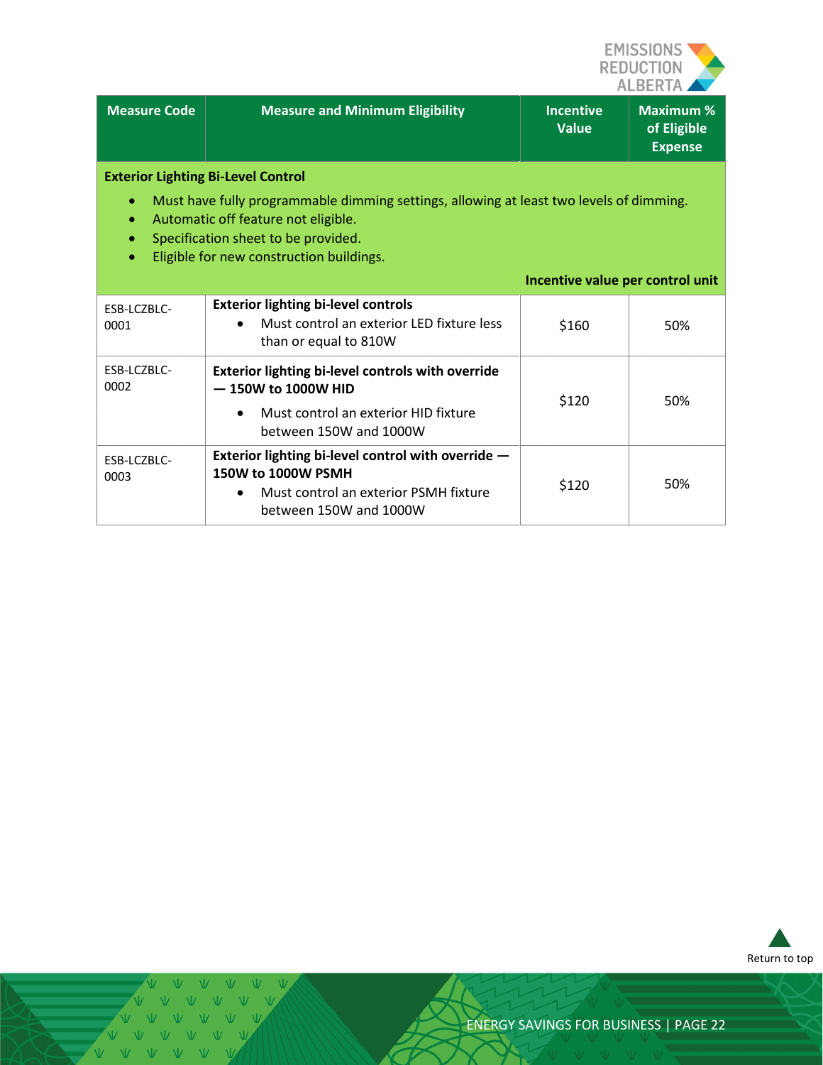| Measure Code | Measure and Minimum Eligibility | Incentive Value | Maximum % of Eligible Expense |
|---|---|---|---|
| **Exterior Lighting Bi-Level Control**<br>• Must have fully programmable dimming settings, allowing at least two levels of dimming.<br>• Automatic off feature not eligible.<br>• Specification sheet to be provided.<br>• Eligible for new construction buildings. | | **Incentive value per control unit** | |
| ESB-LCZBLC-0001 | **Exterior lighting bi-level controls**<br>• Must control an exterior LED fixture less than or equal to 810W | $160 | 50% |
| ESB-LCZBLC-0002 | **Exterior lighting bi-level controls with override — 150W to 1000W HID**<br>• Must control an exterior HID fixture between 150W and 1000W | $120 | 50% |
| ESB-LCZBLC-0003 | **Exterior lighting bi-level control with override — 150W to 1000W PSMH**<br>• Must control an exterior PSMH fixture between 150W and 1000W | $120 | 50% |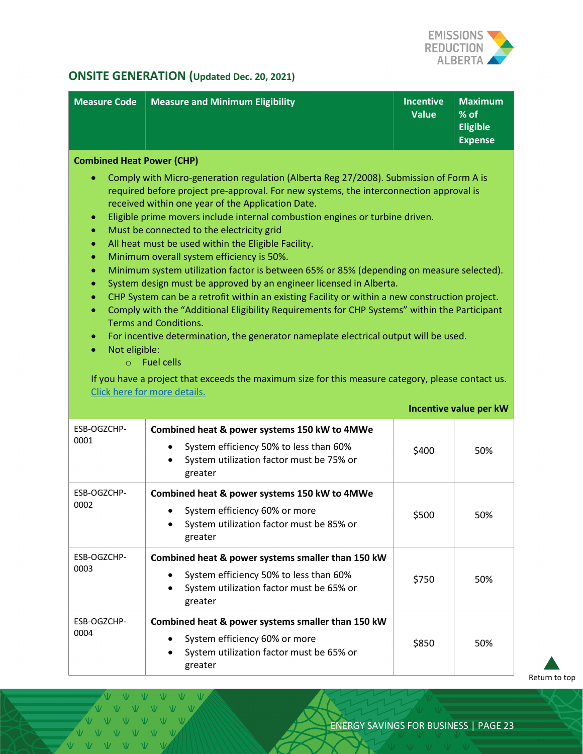## ONSITE GENERATION (Updated Dec. 20, 2021)

| Measure Code | Measure and Minimum Eligibility | Incentive Value | Maximum % of Eligible Expense |
|---|---|---|---|
| **Combined Heat Power (CHP)** | | | |
| | • Comply with Micro-generation regulation (Alberta Reg 27/2008). Submission of Form A is required before project pre-approval. For new systems, the interconnection approval is received within one year of the Application Date.<br>• Eligible prime movers include internal combustion engines or turbine driven.<br>• Must be connected to the electricity grid<br>• All heat must be used within the Eligible Facility.<br>• Minimum overall system efficiency is 50%.<br>• Minimum system utilization factor is between 65% or 85% (depending on measure selected).<br>• System design must be approved by an engineer licensed in Alberta.<br>• CHP System can be a retrofit within an existing Facility or within a new construction project.<br>• Comply with the "Additional Eligibility Requirements for CHP Systems" within the Participant Terms and Conditions.<br>• For incentive determination, the generator nameplate electrical output will be used.<br>• Not eligible:<br>  ○ Fuel cells<br><br>If you have a project that exceeds the maximum size for this measure category, please contact us. [Click here for more details.] | | |
| | | **Incentive value per kW** | |
| ESB-OGZCHP-0001 | **Combined heat & power systems 150 kW to 4MWe**<br>• System efficiency 50% to less than 60%<br>• System utilization factor must be 75% or greater | $400 | 50% |
| ESB-OGZCHP-0002 | **Combined heat & power systems 150 kW to 4MWe**<br>• System efficiency 60% or more<br>• System utilization factor must be 85% or greater | $500 | 50% |
| ESB-OGZCHP-0003 | **Combined heat & power systems smaller than 150 kW**<br>• System efficiency 50% to less than 60%<br>• System utilization factor must be 65% or greater | $750 | 50% |
| ESB-OGZCHP-0004 | **Combined heat & power systems smaller than 150 kW**<br>• System efficiency 60% or more<br>• System utilization factor must be 65% or greater | $850 | 50% |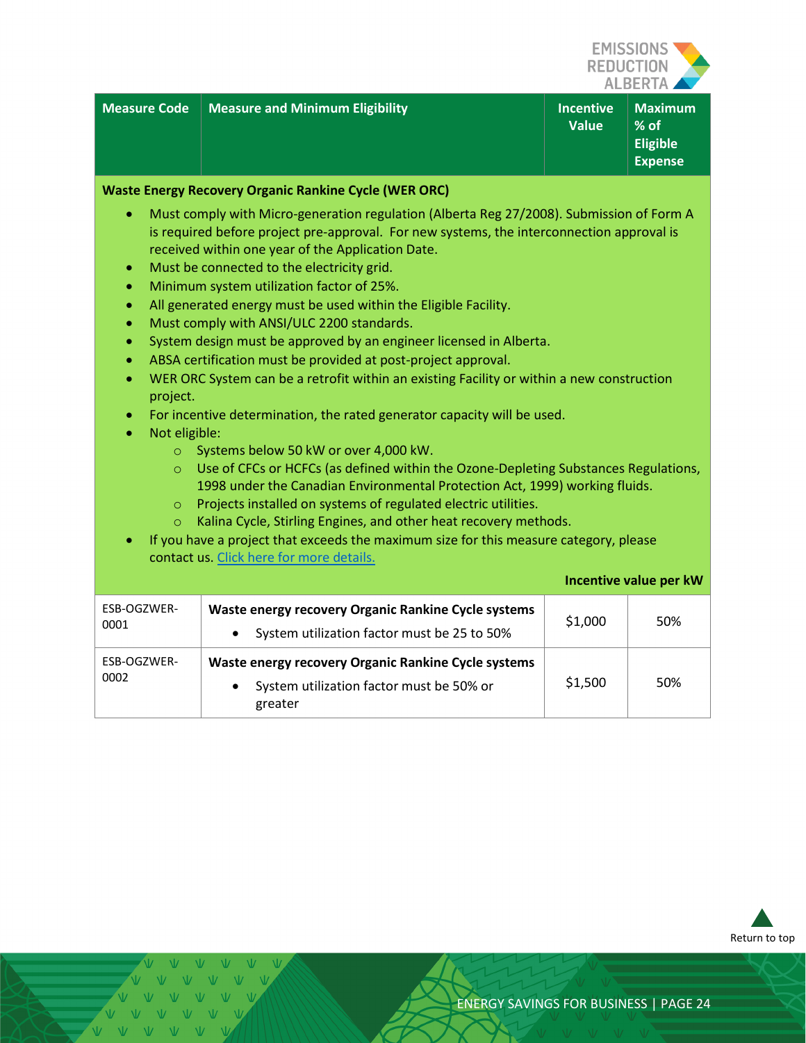| Measure Code | Measure and Minimum Eligibility | Incentive Value | Maximum % of Eligible Expense |
|---|---|---|---|

**Waste Energy Recovery Organic Rankine Cycle (WER ORC)**

- Must comply with Micro-generation regulation (Alberta Reg 27/2008). Submission of Form A is required before project pre-approval. For new systems, the interconnection approval is received within one year of the Application Date.
- Must be connected to the electricity grid.
- Minimum system utilization factor of 25%.
- All generated energy must be used within the Eligible Facility.
- Must comply with ANSI/ULC 2200 standards.
- System design must be approved by an engineer licensed in Alberta.
- ABSA certification must be provided at post-project approval.
- WER ORC System can be a retrofit within an existing Facility or within a new construction project.
- For incentive determination, the rated generator capacity will be used.
- Not eligible:
  - Systems below 50 kW or over 4,000 kW.
  - Use of CFCs or HCFCs (as defined within the Ozone-Depleting Substances Regulations, 1998 under the Canadian Environmental Protection Act, 1999) working fluids.
  - Projects installed on systems of regulated electric utilities.
  - Kalina Cycle, Stirling Engines, and other heat recovery methods.
- If you have a project that exceeds the maximum size for this measure category, please contact us. Click here for more details.

**Incentive value per kW**

| Measure Code | Measure and Minimum Eligibility | Incentive Value | Maximum % of Eligible Expense |
|---|---|---|---|
| ESB-OGZWER-0001 | **Waste energy recovery Organic Rankine Cycle systems**<br>• System utilization factor must be 25 to 50% | $1,000 | 50% |
| ESB-OGZWER-0002 | **Waste energy recovery Organic Rankine Cycle systems**<br>• System utilization factor must be 50% or greater | $1,500 | 50% |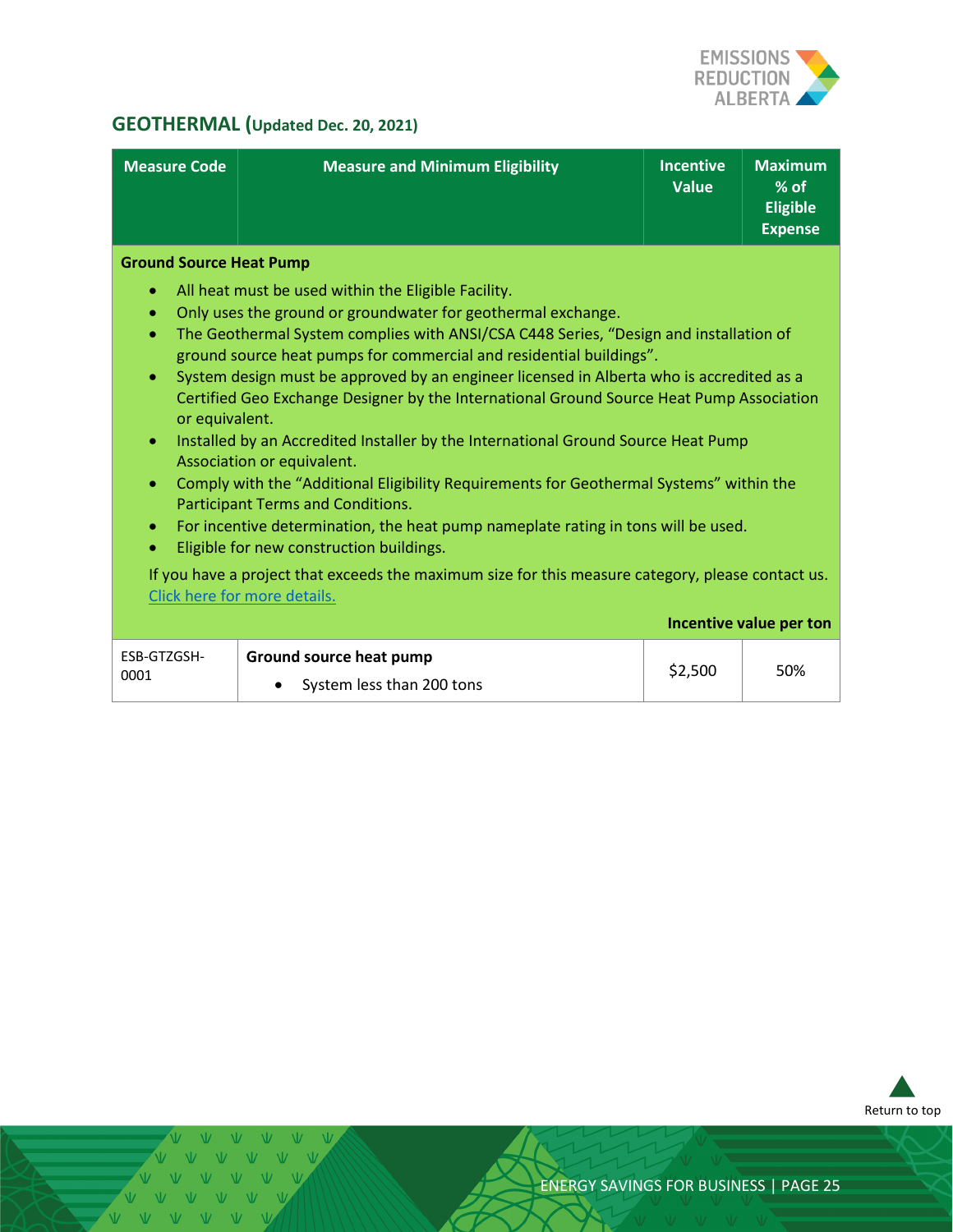## GEOTHERMAL (Updated Dec. 20, 2021)

| Measure Code | Measure and Minimum Eligibility | Incentive Value | Maximum % of Eligible Expense |
|---|---|---|---|
| **Ground Source Heat Pump** | | | |
| ESB-GTZGSH-0001 | **Ground source heat pump**<br>• System less than 200 tons | $2,500 | 50% |

**Ground Source Heat Pump**

- All heat must be used within the Eligible Facility.
- Only uses the ground or groundwater for geothermal exchange.
- The Geothermal System complies with ANSI/CSA C448 Series, "Design and installation of ground source heat pumps for commercial and residential buildings".
- System design must be approved by an engineer licensed in Alberta who is accredited as a Certified Geo Exchange Designer by the International Ground Source Heat Pump Association or equivalent.
- Installed by an Accredited Installer by the International Ground Source Heat Pump Association or equivalent.
- Comply with the "Additional Eligibility Requirements for Geothermal Systems" within the Participant Terms and Conditions.
- For incentive determination, the heat pump nameplate rating in tons will be used.
- Eligible for new construction buildings.

If you have a project that exceeds the maximum size for this measure category, please contact us. Click here for more details.

**Incentive value per ton**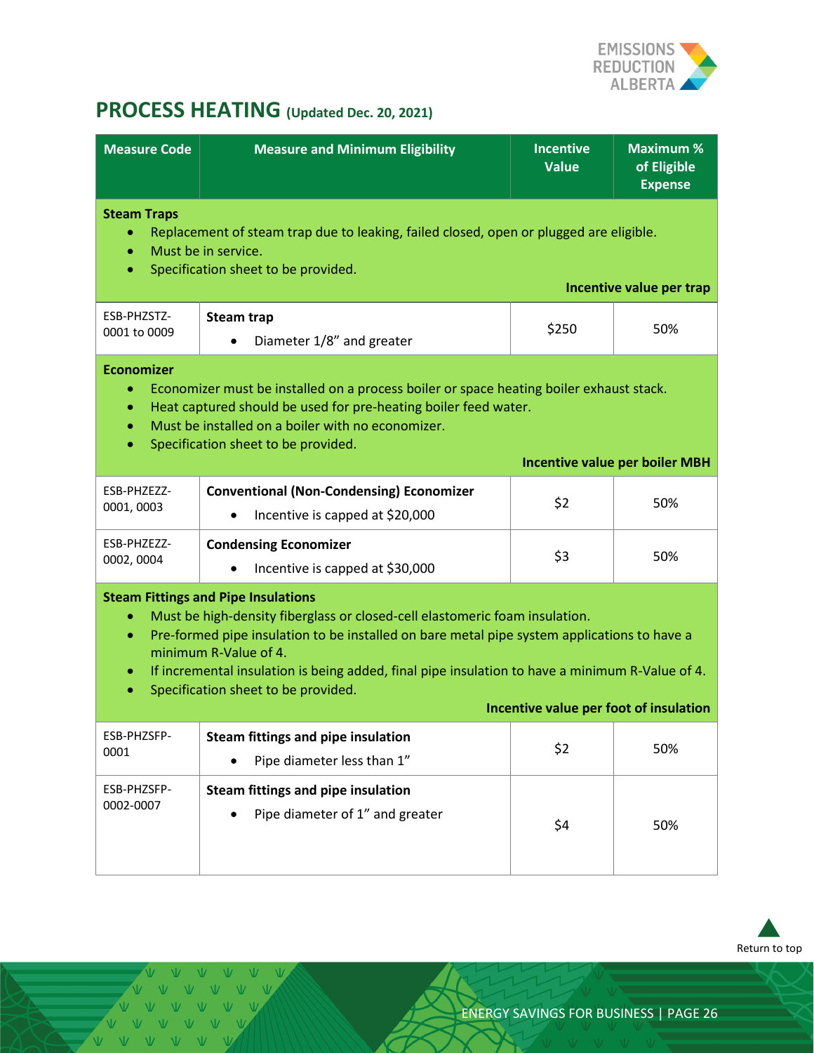## PROCESS HEATING (Updated Dec. 20, 2021)

| Measure Code | Measure and Minimum Eligibility | Incentive Value | Maximum % of Eligible Expense |
|---|---|---|---|
| **Steam Traps**<br>• Replacement of steam trap due to leaking, failed closed, open or plugged are eligible.<br>• Must be in service.<br>• Specification sheet to be provided.<br>**Incentive value per trap** | | | |
| ESB-PHZSTZ-0001 to 0009 | **Steam trap**<br>• Diameter 1/8" and greater | $250 | 50% |
| **Economizer**<br>• Economizer must be installed on a process boiler or space heating boiler exhaust stack.<br>• Heat captured should be used for pre-heating boiler feed water.<br>• Must be installed on a boiler with no economizer.<br>• Specification sheet to be provided.<br>**Incentive value per boiler MBH** | | | |
| ESB-PHZEZZ-0001, 0003 | **Conventional (Non-Condensing) Economizer**<br>• Incentive is capped at $20,000 | $2 | 50% |
| ESB-PHZEZZ-0002, 0004 | **Condensing Economizer**<br>• Incentive is capped at $30,000 | $3 | 50% |
| **Steam Fittings and Pipe Insulations**<br>• Must be high-density fiberglass or closed-cell elastomeric foam insulation.<br>• Pre-formed pipe insulation to be installed on bare metal pipe system applications to have a minimum R-Value of 4.<br>• If incremental insulation is being added, final pipe insulation to have a minimum R-Value of 4.<br>• Specification sheet to be provided.<br>**Incentive value per foot of insulation** | | | |
| ESB-PHZSFP-0001 | **Steam fittings and pipe insulation**<br>• Pipe diameter less than 1" | $2 | 50% |
| ESB-PHZSFP-0002-0007 | **Steam fittings and pipe insulation**<br>• Pipe diameter of 1" and greater | $4 | 50% |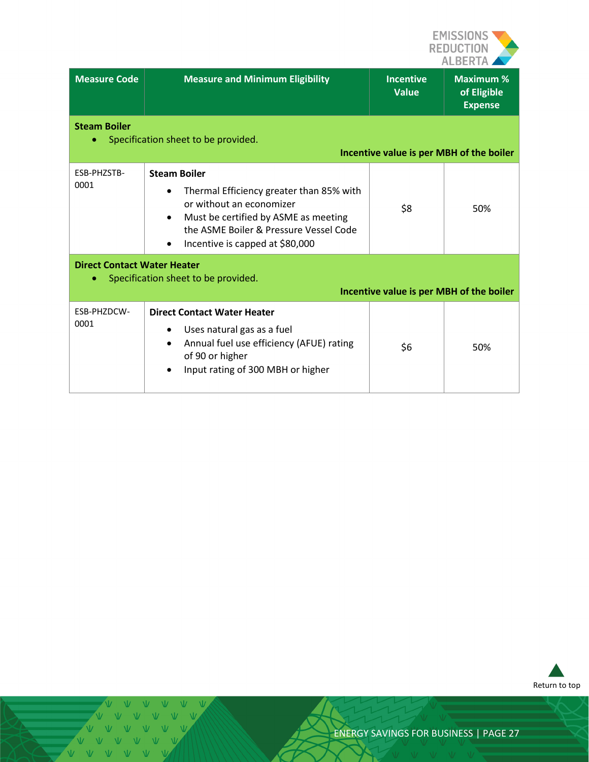| Measure Code | Measure and Minimum Eligibility | Incentive Value | Maximum % of Eligible Expense |
|---|---|---|---|
| **Steam Boiler**<br>• Specification sheet to be provided.<br>**Incentive value is per MBH of the boiler** | | | |
| ESB-PHZSTB-0001 | **Steam Boiler**<br>• Thermal Efficiency greater than 85% with or without an economizer<br>• Must be certified by ASME as meeting the ASME Boiler & Pressure Vessel Code<br>• Incentive is capped at $80,000 | $8 | 50% |
| **Direct Contact Water Heater**<br>• Specification sheet to be provided.<br>**Incentive value is per MBH of the boiler** | | | |
| ESB-PHZDCW-0001 | **Direct Contact Water Heater**<br>• Uses natural gas as a fuel<br>• Annual fuel use efficiency (AFUE) rating of 90 or higher<br>• Input rating of 300 MBH or higher | $6 | 50% |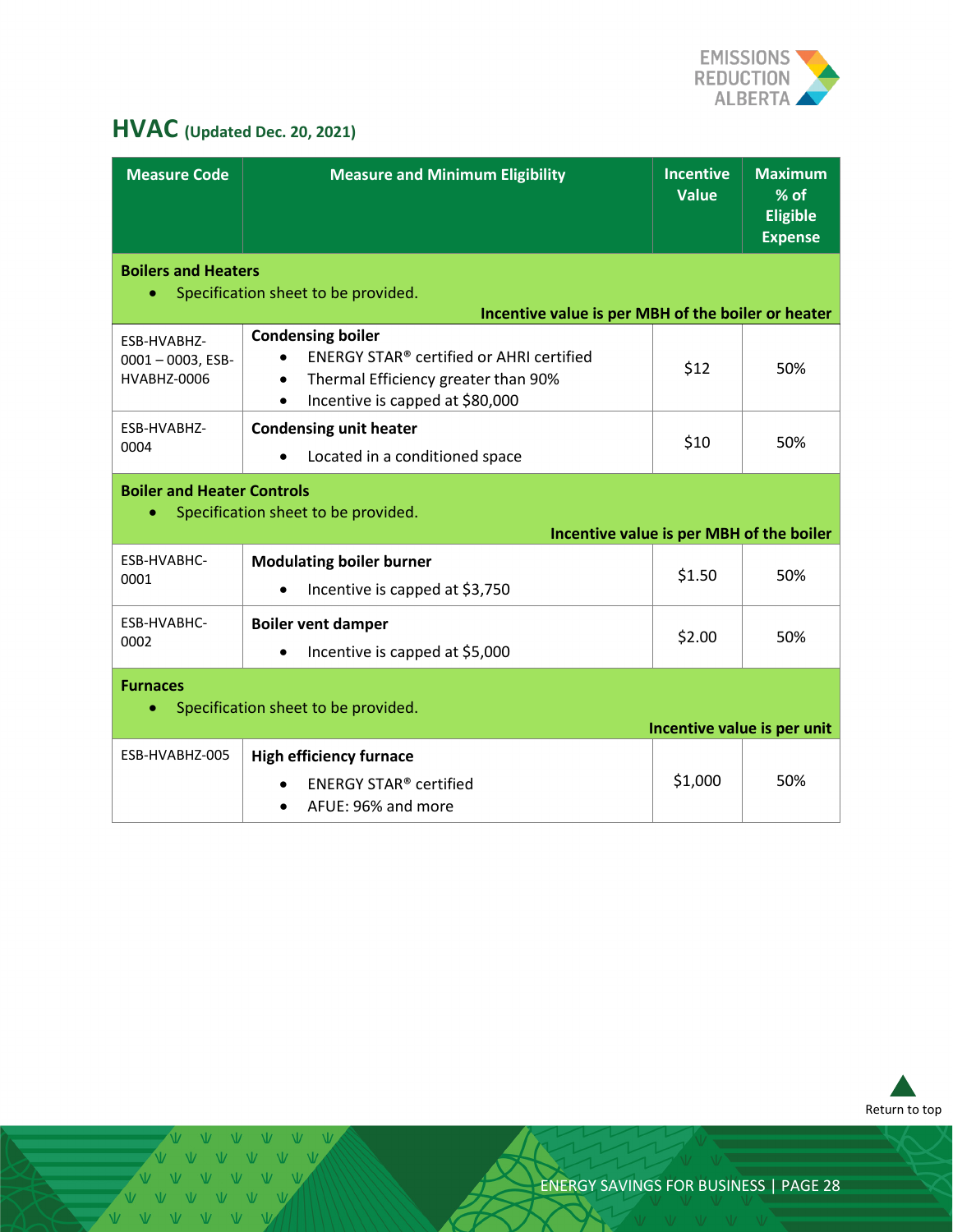## HVAC (Updated Dec. 20, 2021)

| Measure Code | Measure and Minimum Eligibility | Incentive Value | Maximum % of Eligible Expense |
|---|---|---|---|
| **Boilers and Heaters**<br>• Specification sheet to be provided.<br>**Incentive value is per MBH of the boiler or heater** | | | |
| ESB-HVABHZ-0001 – 0003, ESB-HVABHZ-0006 | **Condensing boiler**<br>• ENERGY STAR® certified or AHRI certified<br>• Thermal Efficiency greater than 90%<br>• Incentive is capped at $80,000 | $12 | 50% |
| ESB-HVABHZ-0004 | **Condensing unit heater**<br>• Located in a conditioned space | $10 | 50% |
| **Boiler and Heater Controls**<br>• Specification sheet to be provided.<br>**Incentive value is per MBH of the boiler** | | | |
| ESB-HVABHC-0001 | **Modulating boiler burner**<br>• Incentive is capped at $3,750 | $1.50 | 50% |
| ESB-HVABHC-0002 | **Boiler vent damper**<br>• Incentive is capped at $5,000 | $2.00 | 50% |
| **Furnaces**<br>• Specification sheet to be provided.<br>**Incentive value is per unit** | | | |
| ESB-HVABHZ-005 | **High efficiency furnace**<br>• ENERGY STAR® certified<br>• AFUE: 96% and more | $1,000 | 50% |

Return to top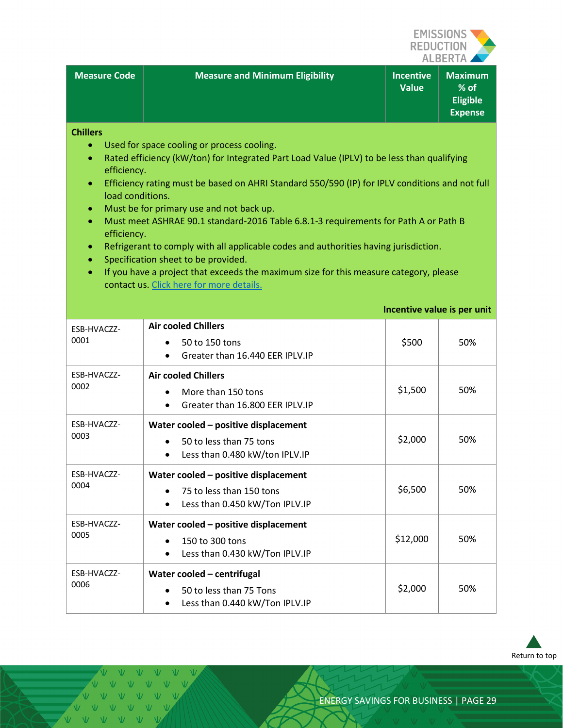| Measure Code | Measure and Minimum Eligibility | Incentive Value | Maximum % of Eligible Expense |
|---|---|---|---|
| **Chillers**<br>• Used for space cooling or process cooling.<br>• Rated efficiency (kW/ton) for Integrated Part Load Value (IPLV) to be less than qualifying efficiency.<br>• Efficiency rating must be based on AHRI Standard 550/590 (IP) for IPLV conditions and not full load conditions.<br>• Must be for primary use and not back up.<br>• Must meet ASHRAE 90.1 standard-2016 Table 6.8.1-3 requirements for Path A or Path B efficiency.<br>• Refrigerant to comply with all applicable codes and authorities having jurisdiction.<br>• Specification sheet to be provided.<br>• If you have a project that exceeds the maximum size for this measure category, please contact us. [Click here for more details.] | | | |
| | | **Incentive value is per unit** | |
| ESB-HVACZZ-0001 | **Air cooled Chillers**<br>• 50 to 150 tons<br>• Greater than 16.440 EER IPLV.IP | $500 | 50% |
| ESB-HVACZZ-0002 | **Air cooled Chillers**<br>• More than 150 tons<br>• Greater than 16.800 EER IPLV.IP | $1,500 | 50% |
| ESB-HVACZZ-0003 | **Water cooled – positive displacement**<br>• 50 to less than 75 tons<br>• Less than 0.480 kW/ton IPLV.IP | $2,000 | 50% |
| ESB-HVACZZ-0004 | **Water cooled – positive displacement**<br>• 75 to less than 150 tons<br>• Less than 0.450 kW/Ton IPLV.IP | $6,500 | 50% |
| ESB-HVACZZ-0005 | **Water cooled – positive displacement**<br>• 150 to 300 tons<br>• Less than 0.430 kW/Ton IPLV.IP | $12,000 | 50% |
| ESB-HVACZZ-0006 | **Water cooled – centrifugal**<br>• 50 to less than 75 Tons<br>• Less than 0.440 kW/Ton IPLV.IP | $2,000 | 50% |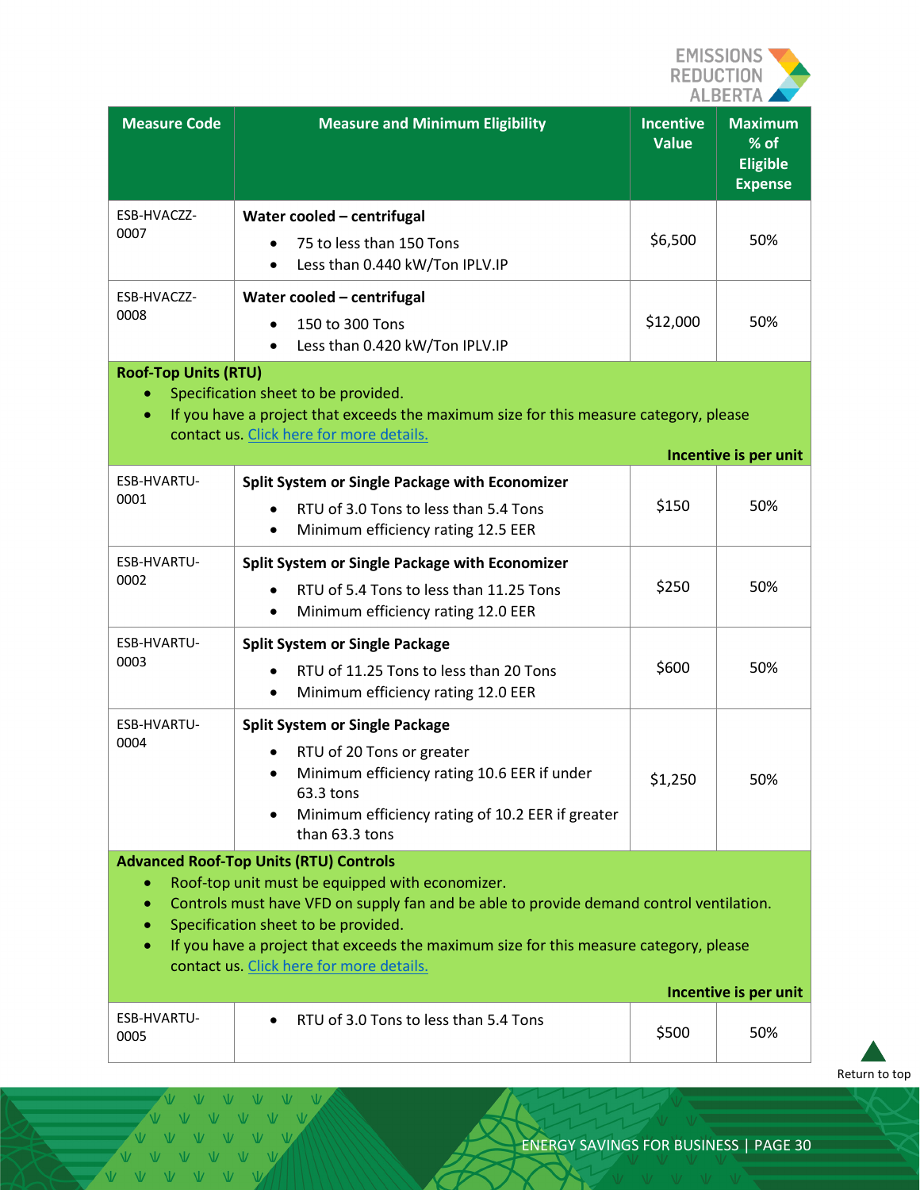| Measure Code | Measure and Minimum Eligibility | Incentive Value | Maximum % of Eligible Expense |
|---|---|---|---|
| ESB-HVACZZ-0007 | **Water cooled – centrifugal**<br>• 75 to less than 150 Tons<br>• Less than 0.440 kW/Ton IPLV.IP | $6,500 | 50% |
| ESB-HVACZZ-0008 | **Water cooled – centrifugal**<br>• 150 to 300 Tons<br>• Less than 0.420 kW/Ton IPLV.IP | $12,000 | 50% |
| **Roof-Top Units (RTU)**<br>• Specification sheet to be provided.<br>• If you have a project that exceeds the maximum size for this measure category, please contact us. Click here for more details.<br>**Incentive is per unit** | | | |
| ESB-HVARTU-0001 | **Split System or Single Package with Economizer**<br>• RTU of 3.0 Tons to less than 5.4 Tons<br>• Minimum efficiency rating 12.5 EER | $150 | 50% |
| ESB-HVARTU-0002 | **Split System or Single Package with Economizer**<br>• RTU of 5.4 Tons to less than 11.25 Tons<br>• Minimum efficiency rating 12.0 EER | $250 | 50% |
| ESB-HVARTU-0003 | **Split System or Single Package**<br>• RTU of 11.25 Tons to less than 20 Tons<br>• Minimum efficiency rating 12.0 EER | $600 | 50% |
| ESB-HVARTU-0004 | **Split System or Single Package**<br>• RTU of 20 Tons or greater<br>• Minimum efficiency rating 10.6 EER if under 63.3 tons<br>• Minimum efficiency rating of 10.2 EER if greater than 63.3 tons | $1,250 | 50% |
| **Advanced Roof-Top Units (RTU) Controls**<br>• Roof-top unit must be equipped with economizer.<br>• Controls must have VFD on supply fan and be able to provide demand control ventilation.<br>• Specification sheet to be provided.<br>• If you have a project that exceeds the maximum size for this measure category, please contact us. Click here for more details.<br>**Incentive is per unit** | | | |
| ESB-HVARTU-0005 | • RTU of 3.0 Tons to less than 5.4 Tons | $500 | 50% |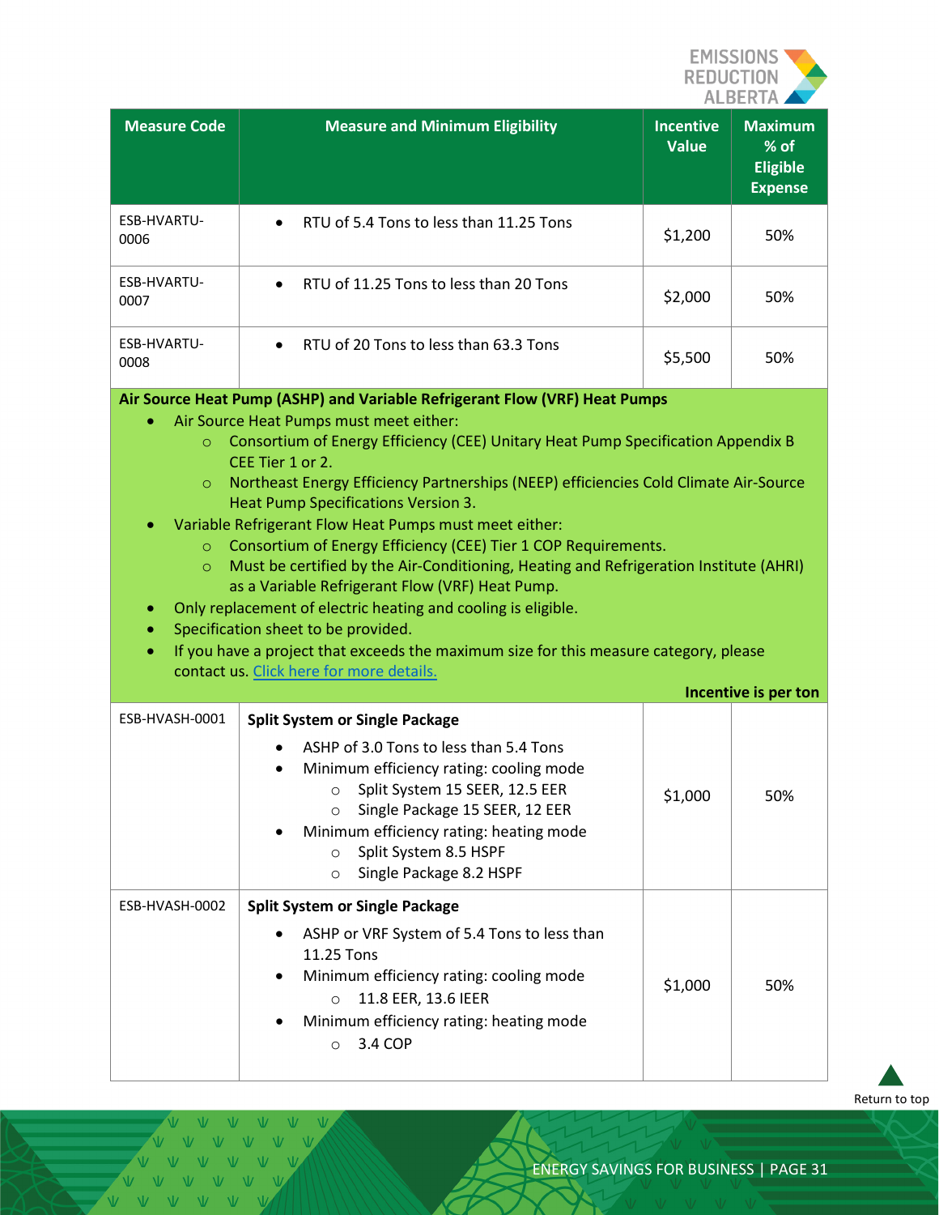| Measure Code | Measure and Minimum Eligibility | Incentive Value | Maximum % of Eligible Expense |
|---|---|---|---|
| ESB-HVARTU-0006 | • RTU of 5.4 Tons to less than 11.25 Tons | $1,200 | 50% |
| ESB-HVARTU-0007 | • RTU of 11.25 Tons to less than 20 Tons | $2,000 | 50% |
| ESB-HVARTU-0008 | • RTU of 20 Tons to less than 63.3 Tons | $5,500 | 50% |
| **Air Source Heat Pump (ASHP) and Variable Refrigerant Flow (VRF) Heat Pumps**<br>• Air Source Heat Pumps must meet either:<br>  ○ Consortium of Energy Efficiency (CEE) Unitary Heat Pump Specification Appendix B CEE Tier 1 or 2.<br>  ○ Northeast Energy Efficiency Partnerships (NEEP) efficiencies Cold Climate Air-Source Heat Pump Specifications Version 3.<br>• Variable Refrigerant Flow Heat Pumps must meet either:<br>  ○ Consortium of Energy Efficiency (CEE) Tier 1 COP Requirements.<br>  ○ Must be certified by the Air-Conditioning, Heating and Refrigeration Institute (AHRI) as a Variable Refrigerant Flow (VRF) Heat Pump.<br>• Only replacement of electric heating and cooling is eligible.<br>• Specification sheet to be provided.<br>• If you have a project that exceeds the maximum size for this measure category, please contact us. [Click here for more details.]<br>**Incentive is per ton** | | | |
| ESB-HVASH-0001 | **Split System or Single Package**<br>• ASHP of 3.0 Tons to less than 5.4 Tons<br>• Minimum efficiency rating: cooling mode<br>  ○ Split System 15 SEER, 12.5 EER<br>  ○ Single Package 15 SEER, 12 EER<br>• Minimum efficiency rating: heating mode<br>  ○ Split System 8.5 HSPF<br>  ○ Single Package 8.2 HSPF | $1,000 | 50% |
| ESB-HVASH-0002 | **Split System or Single Package**<br>• ASHP or VRF System of 5.4 Tons to less than 11.25 Tons<br>• Minimum efficiency rating: cooling mode<br>  ○ 11.8 EER, 13.6 IEER<br>• Minimum efficiency rating: heating mode<br>  ○ 3.4 COP | $1,000 | 50% |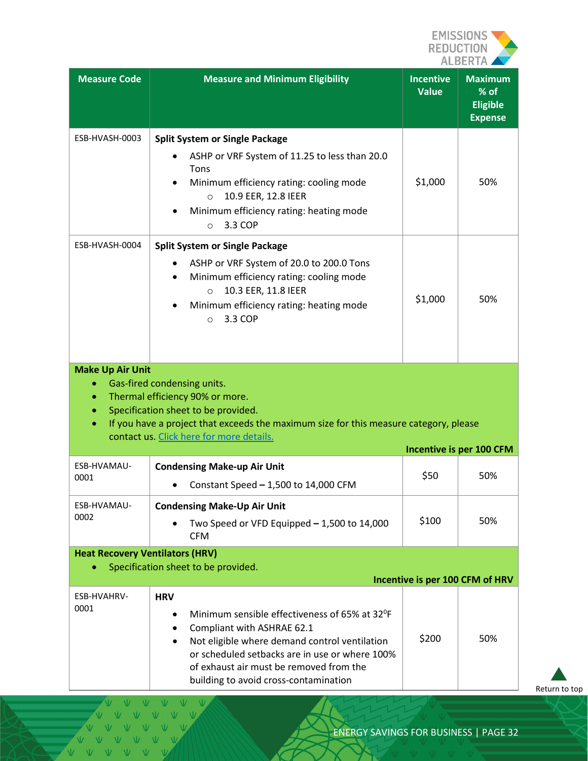| Measure Code | Measure and Minimum Eligibility | Incentive Value | Maximum % of Eligible Expense |
|---|---|---|---|
| ESB-HVASH-0003 | **Split System or Single Package**<br>• ASHP or VRF System of 11.25 to less than 20.0 Tons<br>• Minimum efficiency rating: cooling mode<br>  ○ 10.9 EER, 12.8 IEER<br>• Minimum efficiency rating: heating mode<br>  ○ 3.3 COP | $1,000 | 50% |
| ESB-HVASH-0004 | **Split System or Single Package**<br>• ASHP or VRF System of 20.0 to 200.0 Tons<br>• Minimum efficiency rating: cooling mode<br>  ○ 10.3 EER, 11.8 IEER<br>• Minimum efficiency rating: heating mode<br>  ○ 3.3 COP | $1,000 | 50% |
| **Make Up Air Unit**<br>• Gas-fired condensing units.<br>• Thermal efficiency 90% or more.<br>• Specification sheet to be provided.<br>• If you have a project that exceeds the maximum size for this measure category, please contact us. Click here for more details. | | | **Incentive is per 100 CFM** |
| ESB-HVAMAU-0001 | **Condensing Make-up Air Unit**<br>• Constant Speed – 1,500 to 14,000 CFM | $50 | 50% |
| ESB-HVAMAU-0002 | **Condensing Make-Up Air Unit**<br>• Two Speed or VFD Equipped – 1,500 to 14,000 CFM | $100 | 50% |
| **Heat Recovery Ventilators (HRV)**<br>• Specification sheet to be provided. | | | **Incentive is per 100 CFM of HRV** |
| ESB-HVAHRV-0001 | **HRV**<br>• Minimum sensible effectiveness of 65% at 32°F<br>• Compliant with ASHRAE 62.1<br>• Not eligible where demand control ventilation or scheduled setbacks are in use or where 100% of exhaust air must be removed from the building to avoid cross-contamination | $200 | 50% |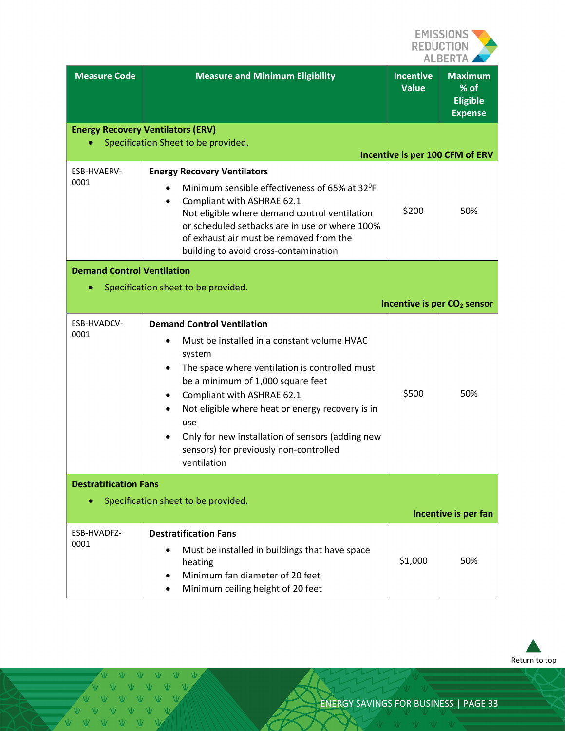| Measure Code | Measure and Minimum Eligibility | Incentive Value | Maximum % of Eligible Expense |
|---|---|---|---|
| **Energy Recovery Ventilators (ERV)**<br>• Specification Sheet to be provided.<br>**Incentive is per 100 CFM of ERV** | | | |
| ESB-HVAERV-0001 | **Energy Recovery Ventilators**<br>• Minimum sensible effectiveness of 65% at 32⁰F<br>• Compliant with ASHRAE 62.1<br>Not eligible where demand control ventilation or scheduled setbacks are in use or where 100% of exhaust air must be removed from the building to avoid cross-contamination | $200 | 50% |
| **Demand Control Ventilation**<br>• Specification sheet to be provided.<br>**Incentive is per $CO_2$ sensor** | | | |
| ESB-HVADCV-0001 | **Demand Control Ventilation**<br>• Must be installed in a constant volume HVAC system<br>• The space where ventilation is controlled must be a minimum of 1,000 square feet<br>• Compliant with ASHRAE 62.1<br>• Not eligible where heat or energy recovery is in use<br>• Only for new installation of sensors (adding new sensors) for previously non-controlled ventilation | $500 | 50% |
| **Destratification Fans**<br>• Specification sheet to be provided.<br>**Incentive is per fan** | | | |
| ESB-HVADFZ-0001 | **Destratification Fans**<br>• Must be installed in buildings that have space heating<br>• Minimum fan diameter of 20 feet<br>• Minimum ceiling height of 20 feet | $1,000 | 50% |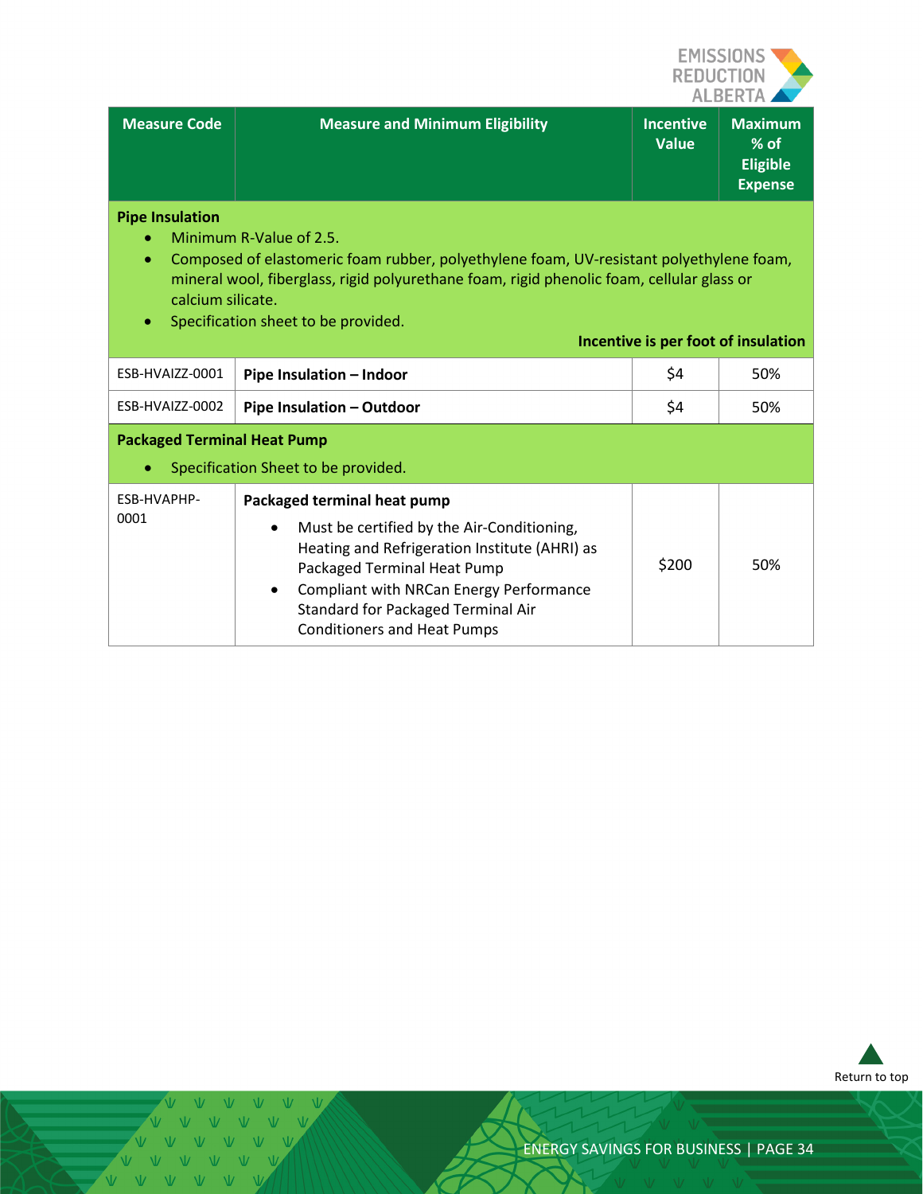| Measure Code | Measure and Minimum Eligibility | Incentive Value | Maximum % of Eligible Expense |
|---|---|---|---|
| **Pipe Insulation**<br>• Minimum R-Value of 2.5.<br>• Composed of elastomeric foam rubber, polyethylene foam, UV-resistant polyethylene foam, mineral wool, fiberglass, rigid polyurethane foam, rigid phenolic foam, cellular glass or calcium silicate.<br>• Specification sheet to be provided.<br>**Incentive is per foot of insulation** | | | |
| ESB-HVAIZZ-0001 | **Pipe Insulation – Indoor** | $4 | 50% |
| ESB-HVAIZZ-0002 | **Pipe Insulation – Outdoor** | $4 | 50% |
| **Packaged Terminal Heat Pump**<br>• Specification Sheet to be provided. | | | |
| ESB-HVAPHP-0001 | **Packaged terminal heat pump**<br>• Must be certified by the Air-Conditioning, Heating and Refrigeration Institute (AHRI) as Packaged Terminal Heat Pump<br>• Compliant with NRCan Energy Performance Standard for Packaged Terminal Air Conditioners and Heat Pumps | $200 | 50% |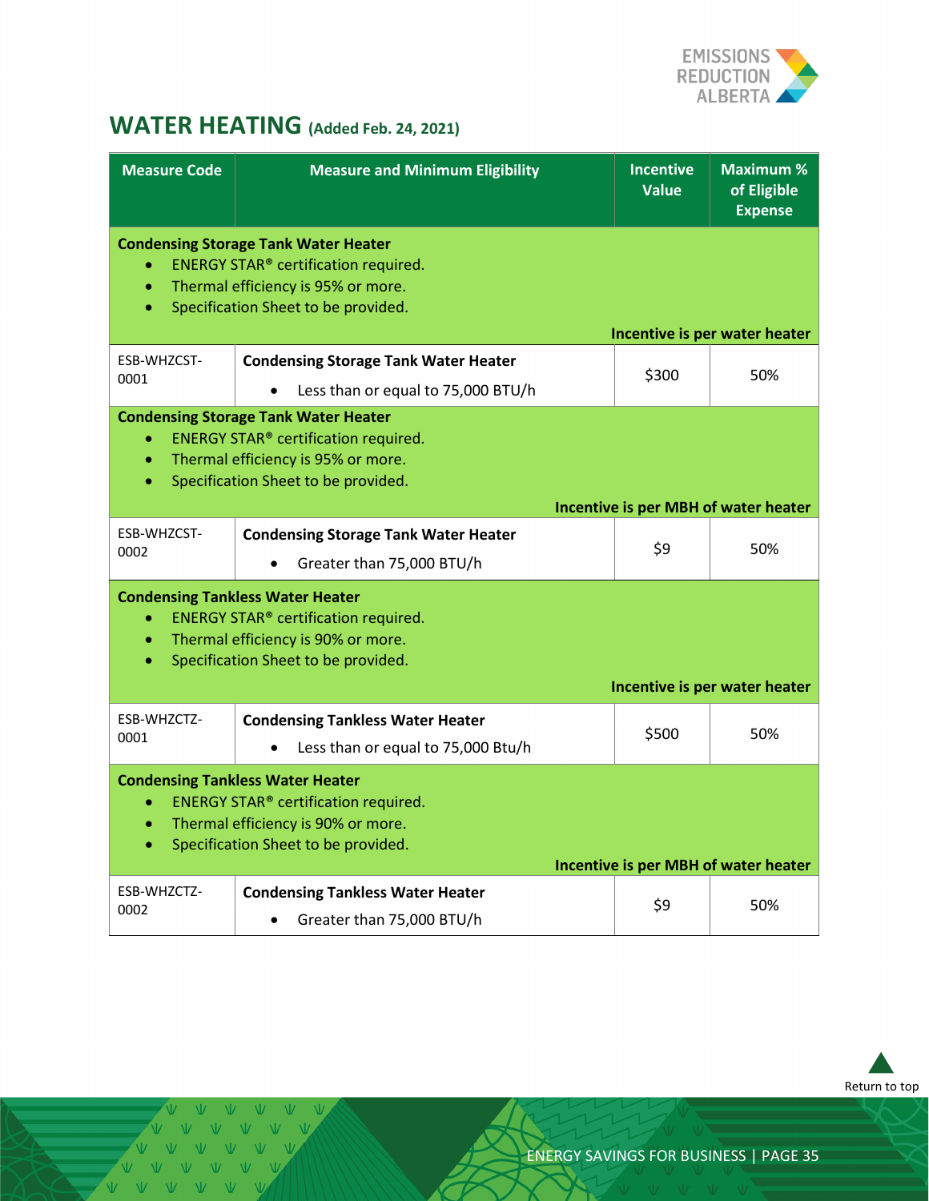## WATER HEATING (Added Feb. 24, 2021)

| Measure Code | Measure and Minimum Eligibility | Incentive Value | Maximum % of Eligible Expense |
|---|---|---|---|
| **Condensing Storage Tank Water Heater**<br>• ENERGY STAR® certification required.<br>• Thermal efficiency is 95% or more.<br>• Specification Sheet to be provided.<br>**Incentive is per water heater** | | | |
| ESB-WHZCST-0001 | **Condensing Storage Tank Water Heater**<br>• Less than or equal to 75,000 BTU/h | $300 | 50% |
| **Condensing Storage Tank Water Heater**<br>• ENERGY STAR® certification required.<br>• Thermal efficiency is 95% or more.<br>• Specification Sheet to be provided.<br>**Incentive is per MBH of water heater** | | | |
| ESB-WHZCST-0002 | **Condensing Storage Tank Water Heater**<br>• Greater than 75,000 BTU/h | $9 | 50% |
| **Condensing Tankless Water Heater**<br>• ENERGY STAR® certification required.<br>• Thermal efficiency is 90% or more.<br>• Specification Sheet to be provided.<br>**Incentive is per water heater** | | | |
| ESB-WHZCTZ-0001 | **Condensing Tankless Water Heater**<br>• Less than or equal to 75,000 Btu/h | $500 | 50% |
| **Condensing Tankless Water Heater**<br>• ENERGY STAR® certification required.<br>• Thermal efficiency is 90% or more.<br>• Specification Sheet to be provided.<br>**Incentive is per MBH of water heater** | | | |
| ESB-WHZCTZ-0002 | **Condensing Tankless Water Heater**<br>• Greater than 75,000 BTU/h | $9 | 50% |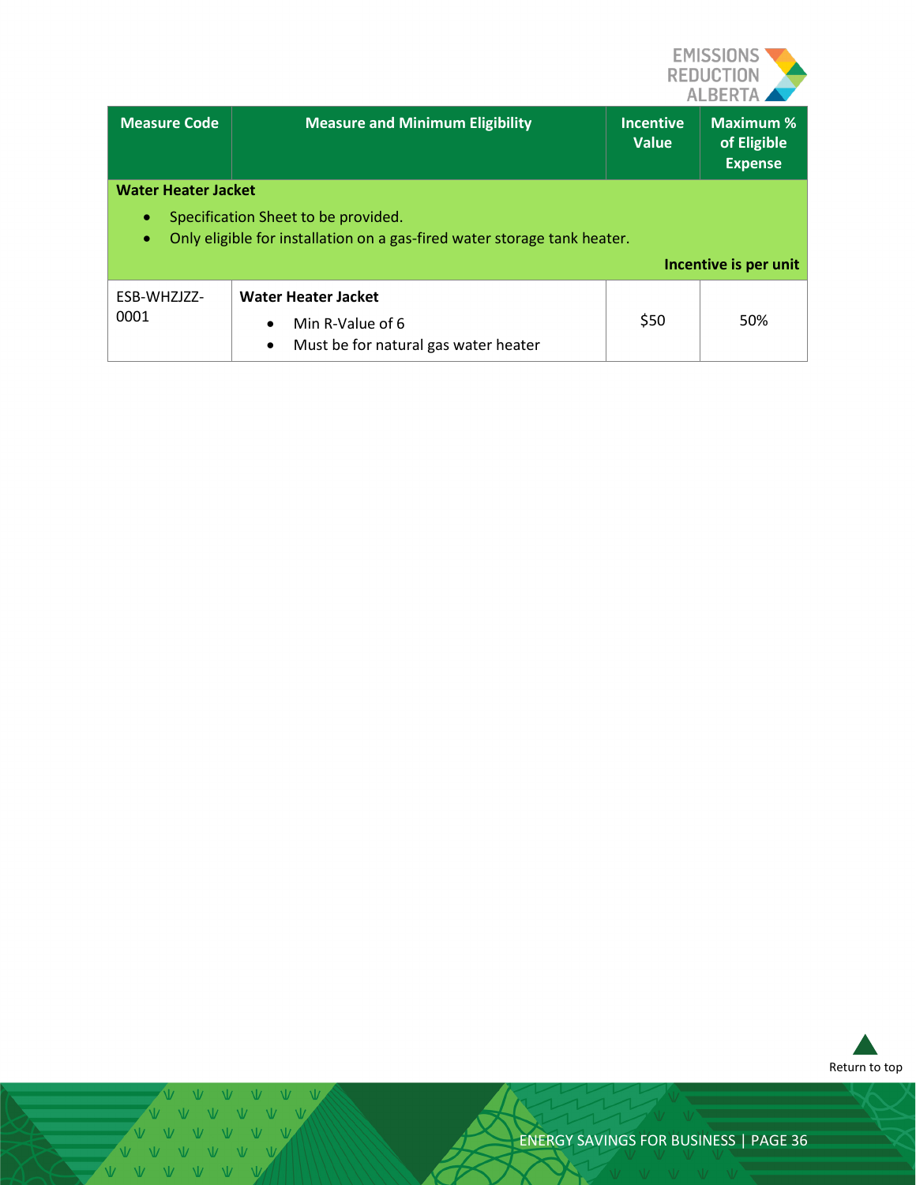| Measure Code | Measure and Minimum Eligibility | Incentive Value | Maximum % of Eligible Expense |
|---|---|---|---|
| **Water Heater Jacket**<br>• Specification Sheet to be provided.<br>• Only eligible for installation on a gas-fired water storage tank heater.<br>**Incentive is per unit** | | | |
| ESB-WHZJZZ-0001 | **Water Heater Jacket**<br>• Min R-Value of 6<br>• Must be for natural gas water heater | $50 | 50% |

Return to top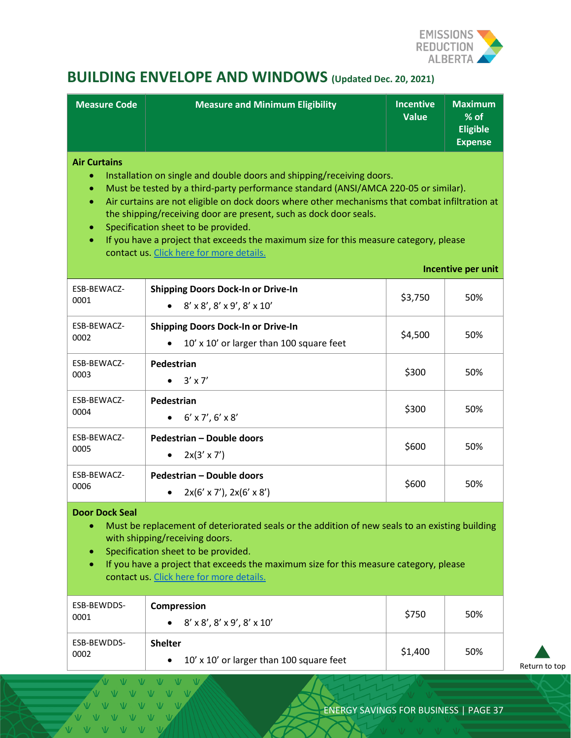## BUILDING ENVELOPE AND WINDOWS (Updated Dec. 20, 2021)

| Measure Code | Measure and Minimum Eligibility | Incentive Value | Maximum % of Eligible Expense |
|---|---|---|---|
| **Air Curtains**<br>• Installation on single and double doors and shipping/receiving doors.<br>• Must be tested by a third-party performance standard (ANSI/AMCA 220-05 or similar).<br>• Air curtains are not eligible on dock doors where other mechanisms that combat infiltration at the shipping/receiving door are present, such as dock door seals.<br>• Specification sheet to be provided.<br>• If you have a project that exceeds the maximum size for this measure category, please contact us. [Click here for more details.]<br>**Incentive per unit** | | | |
| ESB-BEWACZ-0001 | **Shipping Doors Dock-In or Drive-In**<br>• 8′ x 8′, 8′ x 9′, 8′ x 10′ | $3,750 | 50% |
| ESB-BEWACZ-0002 | **Shipping Doors Dock-In or Drive-In**<br>• 10′ x 10′ or larger than 100 square feet | $4,500 | 50% |
| ESB-BEWACZ-0003 | **Pedestrian**<br>• 3′ x 7′ | $300 | 50% |
| ESB-BEWACZ-0004 | **Pedestrian**<br>• 6′ x 7′, 6′ x 8′ | $300 | 50% |
| ESB-BEWACZ-0005 | **Pedestrian – Double doors**<br>• 2x(3′ x 7′) | $600 | 50% |
| ESB-BEWACZ-0006 | **Pedestrian – Double doors**<br>• 2x(6′ x 7′), 2x(6′ x 8′) | $600 | 50% |
| **Door Dock Seal**<br>• Must be replacement of deteriorated seals or the addition of new seals to an existing building with shipping/receiving doors.<br>• Specification sheet to be provided.<br>• If you have a project that exceeds the maximum size for this measure category, please contact us. [Click here for more details.] | | | |
| ESB-BEWDDS-0001 | **Compression**<br>• 8′ x 8′, 8′ x 9′, 8′ x 10′ | $750 | 50% |
| ESB-BEWDDS-0002 | **Shelter**<br>• 10′ x 10′ or larger than 100 square feet | $1,400 | 50% |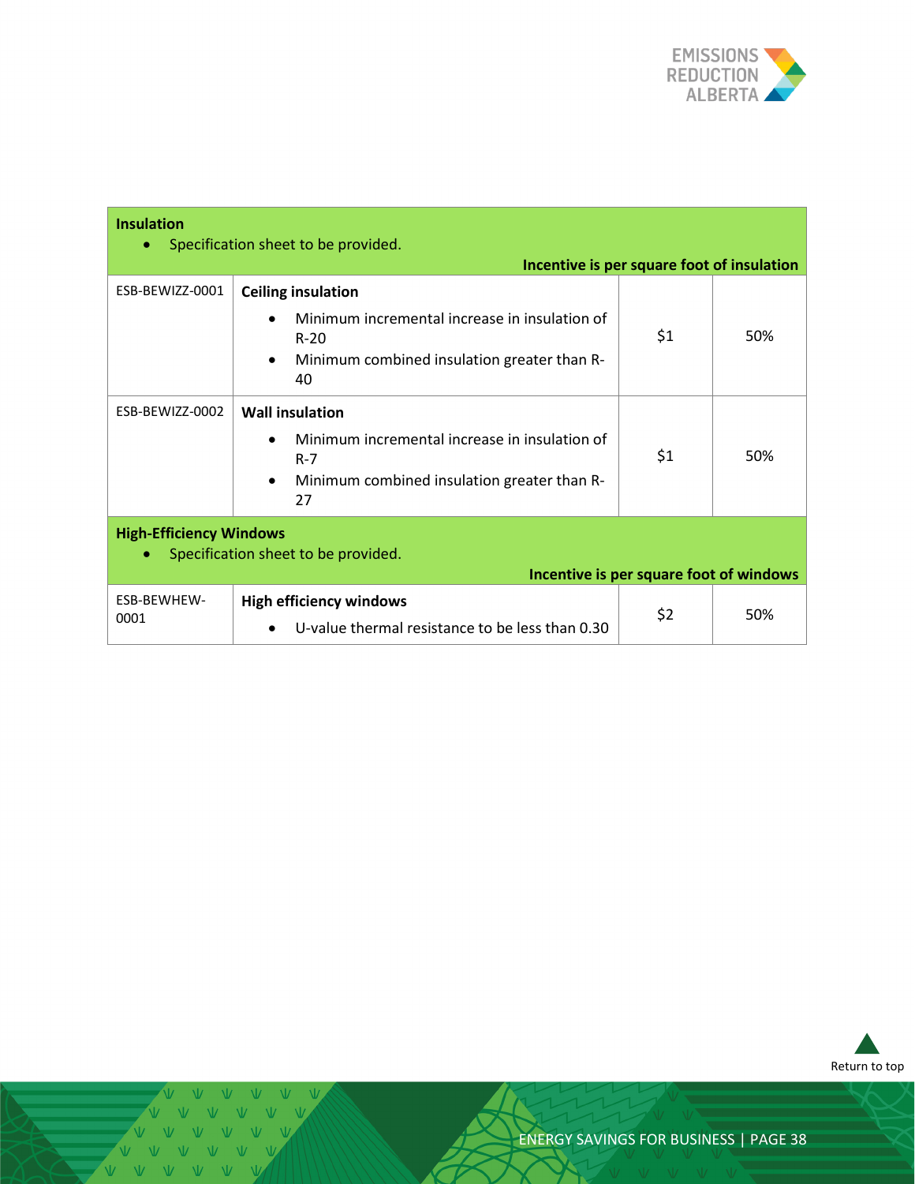| Insulation<br>• Specification sheet to be provided.<br>**Incentive is per square foot of insulation** | | | |
|---|---|---|---|
| ESB-BEWIZZ-0001 | **Ceiling insulation**<br>• Minimum incremental increase in insulation of R-20<br>• Minimum combined insulation greater than R-40 | $1 | 50% |
| ESB-BEWIZZ-0002 | **Wall insulation**<br>• Minimum incremental increase in insulation of R-7<br>• Minimum combined insulation greater than R-27 | $1 | 50% |
| **High-Efficiency Windows**<br>• Specification sheet to be provided.<br>**Incentive is per square foot of windows** | | | |
| ESB-BEWHEW-0001 | **High efficiency windows**<br>• U-value thermal resistance to be less than 0.30 | $2 | 50% |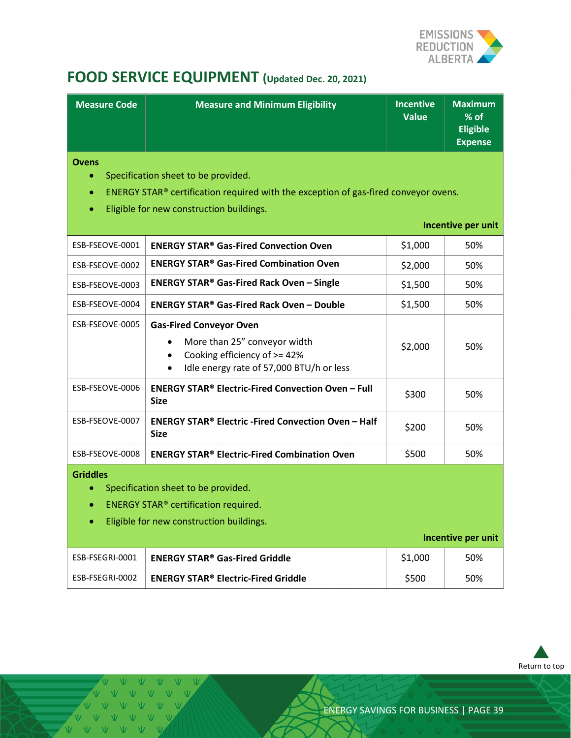# FOOD SERVICE EQUIPMENT (Updated Dec. 20, 2021)

| Measure Code | Measure and Minimum Eligibility | Incentive Value | Maximum % of Eligible Expense |
|---|---|---|---|
| **Ovens**<br>• Specification sheet to be provided.<br>• ENERGY STAR® certification required with the exception of gas-fired conveyor ovens.<br>• Eligible for new construction buildings. | | **Incentive per unit** | |
| ESB-FSEOVE-0001 | **ENERGY STAR® Gas-Fired Convection Oven** | $1,000 | 50% |
| ESB-FSEOVE-0002 | **ENERGY STAR® Gas-Fired Combination Oven** | $2,000 | 50% |
| ESB-FSEOVE-0003 | **ENERGY STAR® Gas-Fired Rack Oven – Single** | $1,500 | 50% |
| ESB-FSEOVE-0004 | **ENERGY STAR® Gas-Fired Rack Oven – Double** | $1,500 | 50% |
| ESB-FSEOVE-0005 | **Gas-Fired Conveyor Oven**<br>• More than 25” conveyor width<br>• Cooking efficiency of >= 42%<br>• Idle energy rate of 57,000 BTU/h or less | $2,000 | 50% |
| ESB-FSEOVE-0006 | **ENERGY STAR® Electric-Fired Convection Oven – Full Size** | $300 | 50% |
| ESB-FSEOVE-0007 | **ENERGY STAR® Electric -Fired Convection Oven – Half Size** | $200 | 50% |
| ESB-FSEOVE-0008 | **ENERGY STAR® Electric-Fired Combination Oven** | $500 | 50% |
| **Griddles**<br>• Specification sheet to be provided.<br>• ENERGY STAR® certification required.<br>• Eligible for new construction buildings. | | **Incentive per unit** | |
| ESB-FSEGRI-0001 | **ENERGY STAR® Gas-Fired Griddle** | $1,000 | 50% |
| ESB-FSEGRI-0002 | **ENERGY STAR® Electric-Fired Griddle** | $500 | 50% |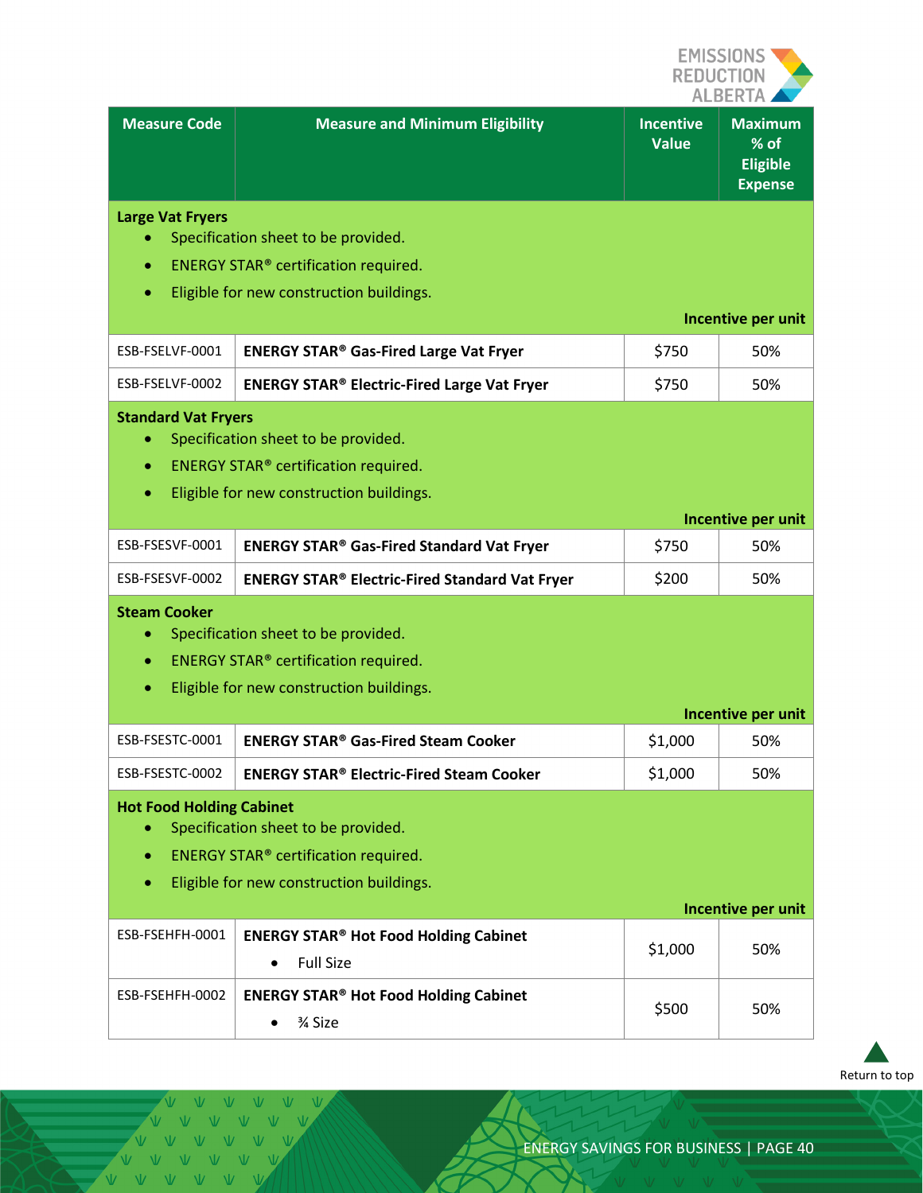| Measure Code | Measure and Minimum Eligibility | Incentive Value | Maximum % of Eligible Expense |
|---|---|---|---|
| **Large Vat Fryers**<br>• Specification sheet to be provided.<br>• ENERGY STAR® certification required.<br>• Eligible for new construction buildings. | | | |
| | | **Incentive per unit** | |
| ESB-FSELVF-0001 | **ENERGY STAR® Gas-Fired Large Vat Fryer** | $750 | 50% |
| ESB-FSELVF-0002 | **ENERGY STAR® Electric-Fired Large Vat Fryer** | $750 | 50% |
| **Standard Vat Fryers**<br>• Specification sheet to be provided.<br>• ENERGY STAR® certification required.<br>• Eligible for new construction buildings. | | | |
| | | **Incentive per unit** | |
| ESB-FSESVF-0001 | **ENERGY STAR® Gas-Fired Standard Vat Fryer** | $750 | 50% |
| ESB-FSESVF-0002 | **ENERGY STAR® Electric-Fired Standard Vat Fryer** | $200 | 50% |
| **Steam Cooker**<br>• Specification sheet to be provided.<br>• ENERGY STAR® certification required.<br>• Eligible for new construction buildings. | | | |
| | | **Incentive per unit** | |
| ESB-FSESTC-0001 | **ENERGY STAR® Gas-Fired Steam Cooker** | $1,000 | 50% |
| ESB-FSESTC-0002 | **ENERGY STAR® Electric-Fired Steam Cooker** | $1,000 | 50% |
| **Hot Food Holding Cabinet**<br>• Specification sheet to be provided.<br>• ENERGY STAR® certification required.<br>• Eligible for new construction buildings. | | | |
| | | **Incentive per unit** | |
| ESB-FSEHFH-0001 | **ENERGY STAR® Hot Food Holding Cabinet**<br>• Full Size | $1,000 | 50% |
| ESB-FSEHFH-0002 | **ENERGY STAR® Hot Food Holding Cabinet**<br>• ¾ Size | $500 | 50% |

Return to top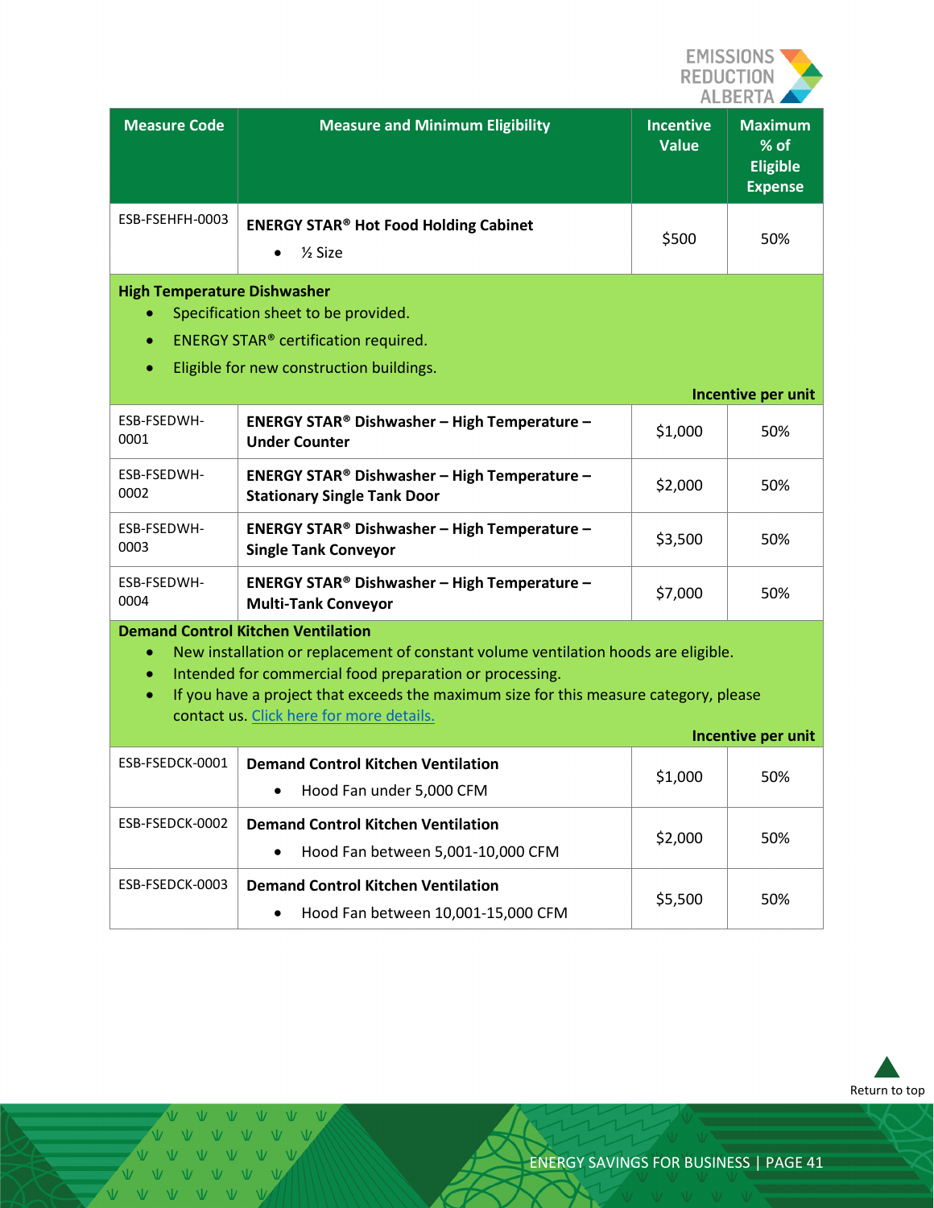| Measure Code | Measure and Minimum Eligibility | Incentive Value | Maximum % of Eligible Expense |
|---|---|---|---|
| ESB-FSEHFH-0003 | **ENERGY STAR® Hot Food Holding Cabinet**<br>• ½ Size | $500 | 50% |
| **High Temperature Dishwasher**<br>• Specification sheet to be provided.<br>• ENERGY STAR® certification required.<br>• Eligible for new construction buildings. | | **Incentive per unit** | |
| ESB-FSEDWH-0001 | **ENERGY STAR® Dishwasher – High Temperature – Under Counter** | $1,000 | 50% |
| ESB-FSEDWH-0002 | **ENERGY STAR® Dishwasher – High Temperature – Stationary Single Tank Door** | $2,000 | 50% |
| ESB-FSEDWH-0003 | **ENERGY STAR® Dishwasher – High Temperature – Single Tank Conveyor** | $3,500 | 50% |
| ESB-FSEDWH-0004 | **ENERGY STAR® Dishwasher – High Temperature – Multi-Tank Conveyor** | $7,000 | 50% |
| **Demand Control Kitchen Ventilation**<br>• New installation or replacement of constant volume ventilation hoods are eligible.<br>• Intended for commercial food preparation or processing.<br>• If you have a project that exceeds the maximum size for this measure category, please contact us. [Click here for more details.]() | | **Incentive per unit** | |
| ESB-FSEDCK-0001 | **Demand Control Kitchen Ventilation**<br>• Hood Fan under 5,000 CFM | $1,000 | 50% |
| ESB-FSEDCK-0002 | **Demand Control Kitchen Ventilation**<br>• Hood Fan between 5,001-10,000 CFM | $2,000 | 50% |
| ESB-FSEDCK-0003 | **Demand Control Kitchen Ventilation**<br>• Hood Fan between 10,001-15,000 CFM | $5,500 | 50% |

Return to top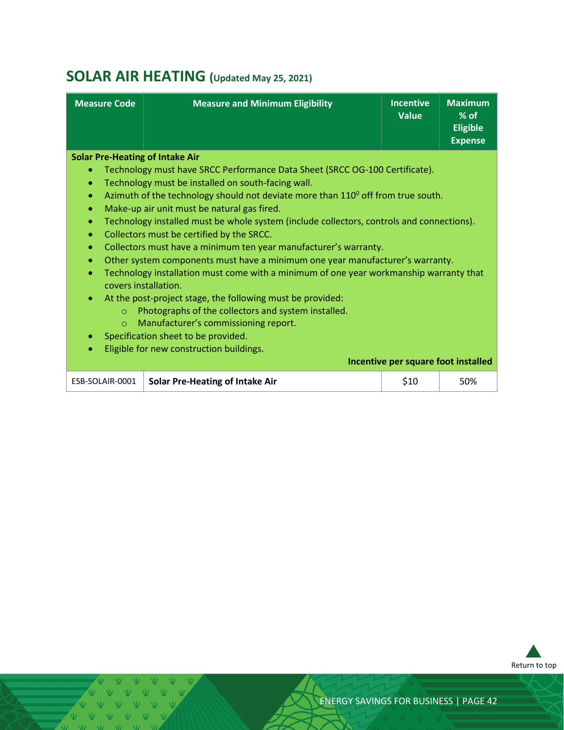## SOLAR AIR HEATING (Updated May 25, 2021)

| Measure Code | Measure and Minimum Eligibility | Incentive Value | Maximum % of Eligible Expense |
|---|---|---|---|
| **Solar Pre-Heating of Intake Air**<br>• Technology must have SRCC Performance Data Sheet (SRCC OG-100 Certificate).<br>• Technology must be installed on south-facing wall.<br>• Azimuth of the technology should not deviate more than 110$^0$ off from true south.<br>• Make-up air unit must be natural gas fired.<br>• Technology installed must be whole system (include collectors, controls and connections).<br>• Collectors must be certified by the SRCC.<br>• Collectors must have a minimum ten year manufacturer's warranty.<br>• Other system components must have a minimum one year manufacturer's warranty.<br>• Technology installation must come with a minimum of one year workmanship warranty that covers installation.<br>• At the post-project stage, the following must be provided:<br>  ◦ Photographs of the collectors and system installed.<br>  ◦ Manufacturer's commissioning report.<br>• Specification sheet to be provided.<br>• Eligible for new construction buildings.<br>**Incentive per square foot installed** | | | |
| ESB-SOLAIR-0001 | **Solar Pre-Heating of Intake Air** | $10 | 50% |

Return to top